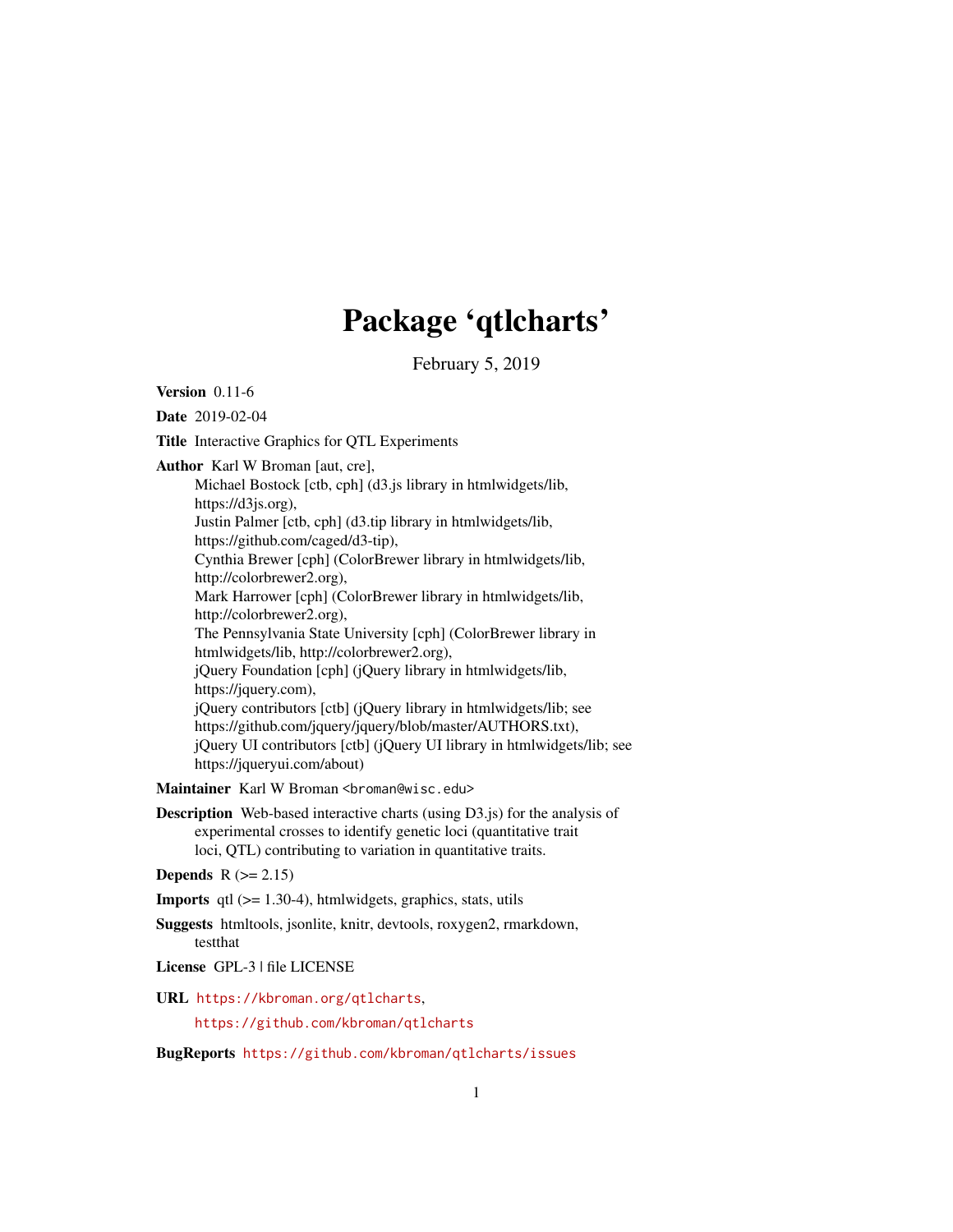# Package 'qtlcharts'

February 5, 2019

**Version** 0.11-6

**Date** 2019-02-04

**Title** Interactive Graphics for QTL Experiments

**Author** Karl W Broman [aut, cre],
Michael Bostock [ctb, cph] (d3.js library in htmlwidgets/lib, https://d3js.org),
Justin Palmer [ctb, cph] (d3.tip library in htmlwidgets/lib, https://github.com/caged/d3-tip),
Cynthia Brewer [cph] (ColorBrewer library in htmlwidgets/lib, http://colorbrewer2.org),
Mark Harrower [cph] (ColorBrewer library in htmlwidgets/lib, http://colorbrewer2.org),
The Pennsylvania State University [cph] (ColorBrewer library in htmlwidgets/lib, http://colorbrewer2.org),
jQuery Foundation [cph] (jQuery library in htmlwidgets/lib, https://jquery.com),
jQuery contributors [ctb] (jQuery library in htmlwidgets/lib; see https://github.com/jquery/jquery/blob/master/AUTHORS.txt),
jQuery UI contributors [ctb] (jQuery UI library in htmlwidgets/lib; see https://jqueryui.com/about)

**Maintainer** Karl W Broman <broman@wisc.edu>

**Description** Web-based interactive charts (using D3.js) for the analysis of experimental crosses to identify genetic loci (quantitative trait loci, QTL) contributing to variation in quantitative traits.

**Depends** R (>= 2.15)

**Imports** qtl (>= 1.30-4), htmlwidgets, graphics, stats, utils

**Suggests** htmltools, jsonlite, knitr, devtools, roxygen2, rmarkdown, testthat

**License** GPL-3 | file LICENSE

**URL** https://kbroman.org/qtlcharts,
https://github.com/kbroman/qtlcharts

**BugReports** https://github.com/kbroman/qtlcharts/issues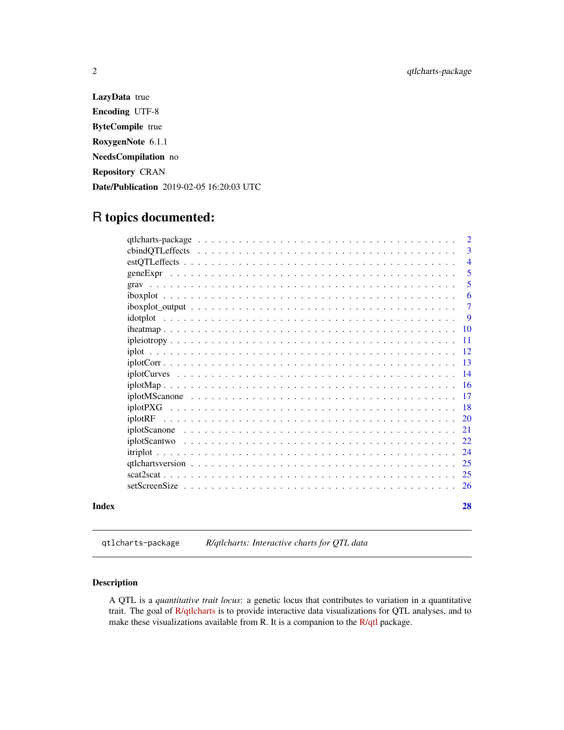**LazyData** true

**Encoding** UTF-8

**ByteCompile** true

**RoxygenNote** 6.1.1

**NeedsCompilation** no

**Repository** CRAN

**Date/Publication** 2019-02-05 16:20:03 UTC

# R topics documented:

| | |
|---|---|
| qtlcharts-package | 2 |
| cbindQTLeffects | 3 |
| estQTLeffects | 4 |
| geneExpr | 5 |
| grav | 5 |
| iboxplot | 6 |
| iboxplot_output | 7 |
| idotplot | 9 |
| iheatmap | 10 |
| ipleiotropy | 11 |
| iplot | 12 |
| iplotCorr | 13 |
| iplotCurves | 14 |
| iplotMap | 16 |
| iplotMScanone | 17 |
| iplotPXG | 18 |
| iplotRF | 20 |
| iplotScanone | 21 |
| iplotScantwo | 22 |
| itriplot | 24 |
| qtlchartsversion | 25 |
| scat2scat | 25 |
| setScreenSize | 26 |
| **Index** | **28** |

---

`qtlcharts-package` *R/qtlcharts: Interactive charts for QTL data*

---

### Description

A QTL is a *quantitative trait locus*: a genetic locus that contributes to variation in a quantitative trait. The goal of R/qtlcharts is to provide interactive data visualizations for QTL analyses, and to make these visualizations available from R. It is a companion to the R/qtl package.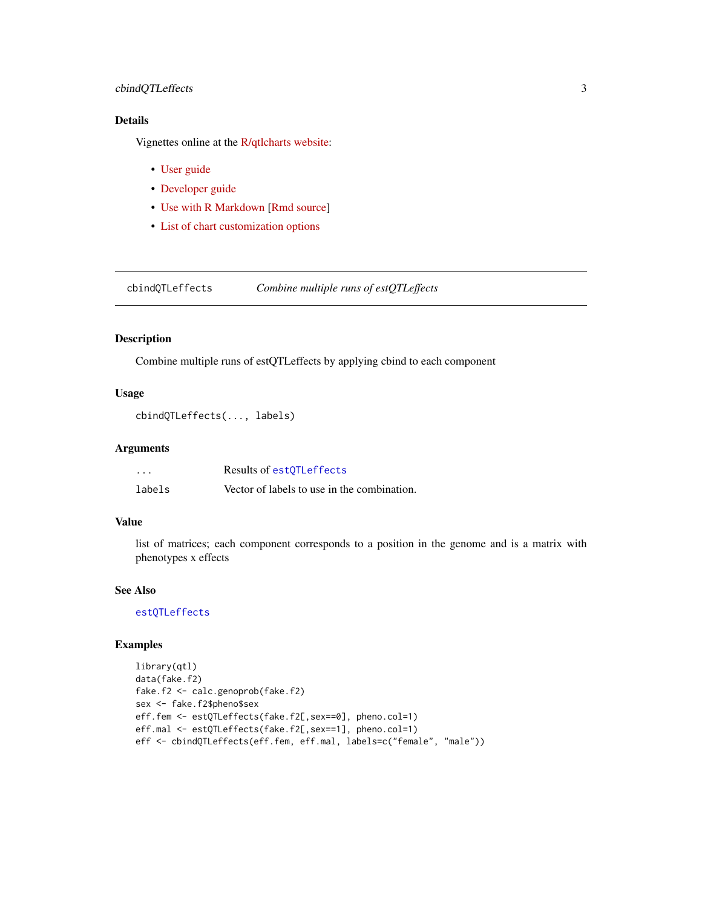## Details

Vignettes online at the R/qtlcharts website:

- User guide
- Developer guide
- Use with R Markdown [Rmd source]
- List of chart customization options

---

## cbindQTLeffects *Combine multiple runs of estQTLeffects*

---

### Description

Combine multiple runs of estQTLeffects by applying cbind to each component

### Usage

```
cbindQTLeffects(..., labels)
```

### Arguments

| | |
|---|---|
| `...` | Results of `estQTLeffects` |
| `labels` | Vector of labels to use in the combination. |

### Value

list of matrices; each component corresponds to a position in the genome and is a matrix with phenotypes x effects

### See Also

`estQTLeffects`

### Examples

```
library(qtl)
data(fake.f2)
fake.f2 <- calc.genoprob(fake.f2)
sex <- fake.f2$pheno$sex
eff.fem <- estQTLeffects(fake.f2[,sex==0], pheno.col=1)
eff.mal <- estQTLeffects(fake.f2[,sex==1], pheno.col=1)
eff <- cbindQTLeffects(eff.fem, eff.mal, labels=c("female", "male"))
```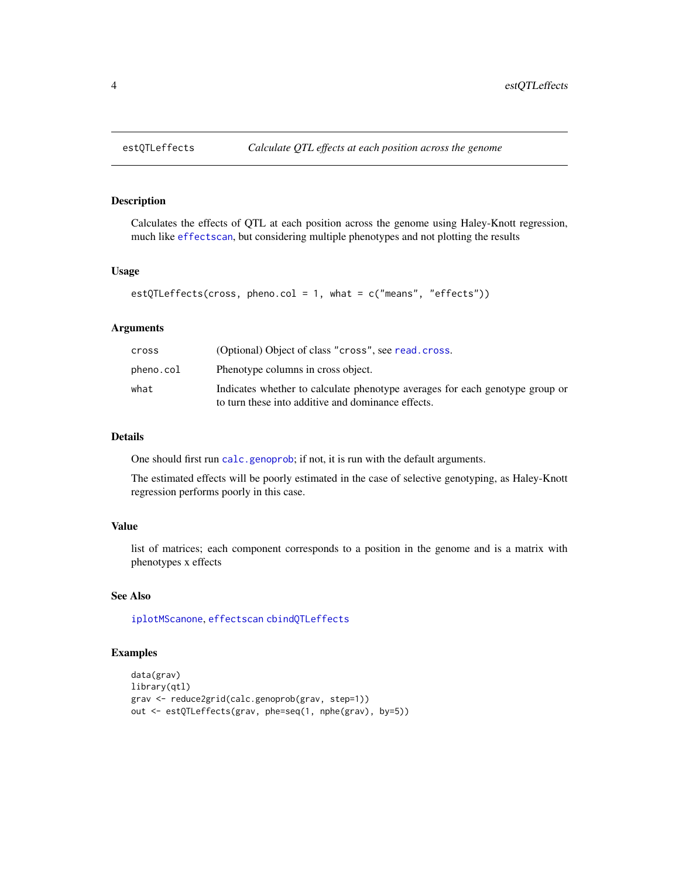## estQTLeffects *Calculate QTL effects at each position across the genome*

### Description

Calculates the effects of QTL at each position across the genome using Haley-Knott regression, much like effectscan, but considering multiple phenotypes and not plotting the results

### Usage

```
estQTLeffects(cross, pheno.col = 1, what = c("means", "effects"))
```

### Arguments

| | |
|---|---|
| cross | (Optional) Object of class "cross", see read.cross. |
| pheno.col | Phenotype columns in cross object. |
| what | Indicates whether to calculate phenotype averages for each genotype group or to turn these into additive and dominance effects. |

### Details

One should first run calc.genoprob; if not, it is run with the default arguments.

The estimated effects will be poorly estimated in the case of selective genotyping, as Haley-Knott regression performs poorly in this case.

### Value

list of matrices; each component corresponds to a position in the genome and is a matrix with phenotypes x effects

### See Also

iplotMScanone, effectscan cbindQTLeffects

### Examples

```
data(grav)
library(qtl)
grav <- reduce2grid(calc.genoprob(grav, step=1))
out <- estQTLeffects(grav, phe=seq(1, nphe(grav), by=5))
```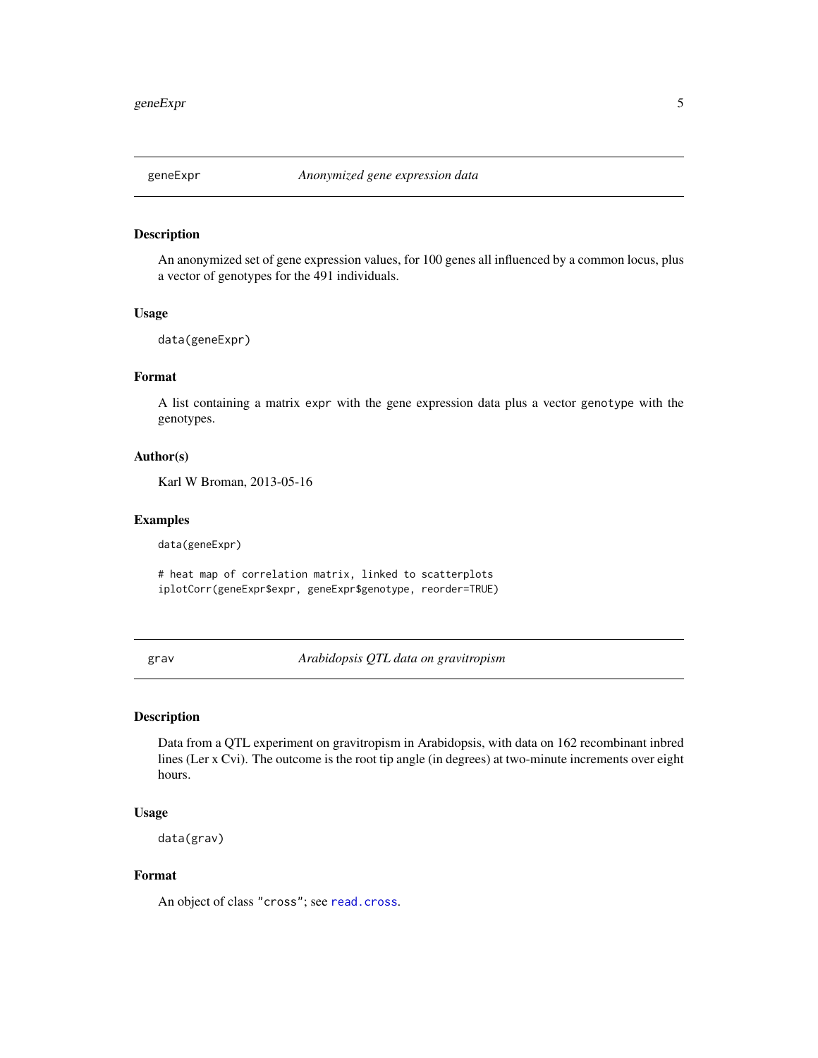## geneExpr — *Anonymized gene expression data*

### Description

An anonymized set of gene expression values, for 100 genes all influenced by a common locus, plus a vector of genotypes for the 491 individuals.

### Usage

```
data(geneExpr)
```

### Format

A list containing a matrix `expr` with the gene expression data plus a vector `genotype` with the genotypes.

### Author(s)

Karl W Broman, 2013-05-16

### Examples

```
data(geneExpr)

# heat map of correlation matrix, linked to scatterplots
iplotCorr(geneExpr$expr, geneExpr$genotype, reorder=TRUE)
```

## grav — *Arabidopsis QTL data on gravitropism*

### Description

Data from a QTL experiment on gravitropism in Arabidopsis, with data on 162 recombinant inbred lines (Ler x Cvi). The outcome is the root tip angle (in degrees) at two-minute increments over eight hours.

### Usage

```
data(grav)
```

### Format

An object of class `"cross"`; see `read.cross`.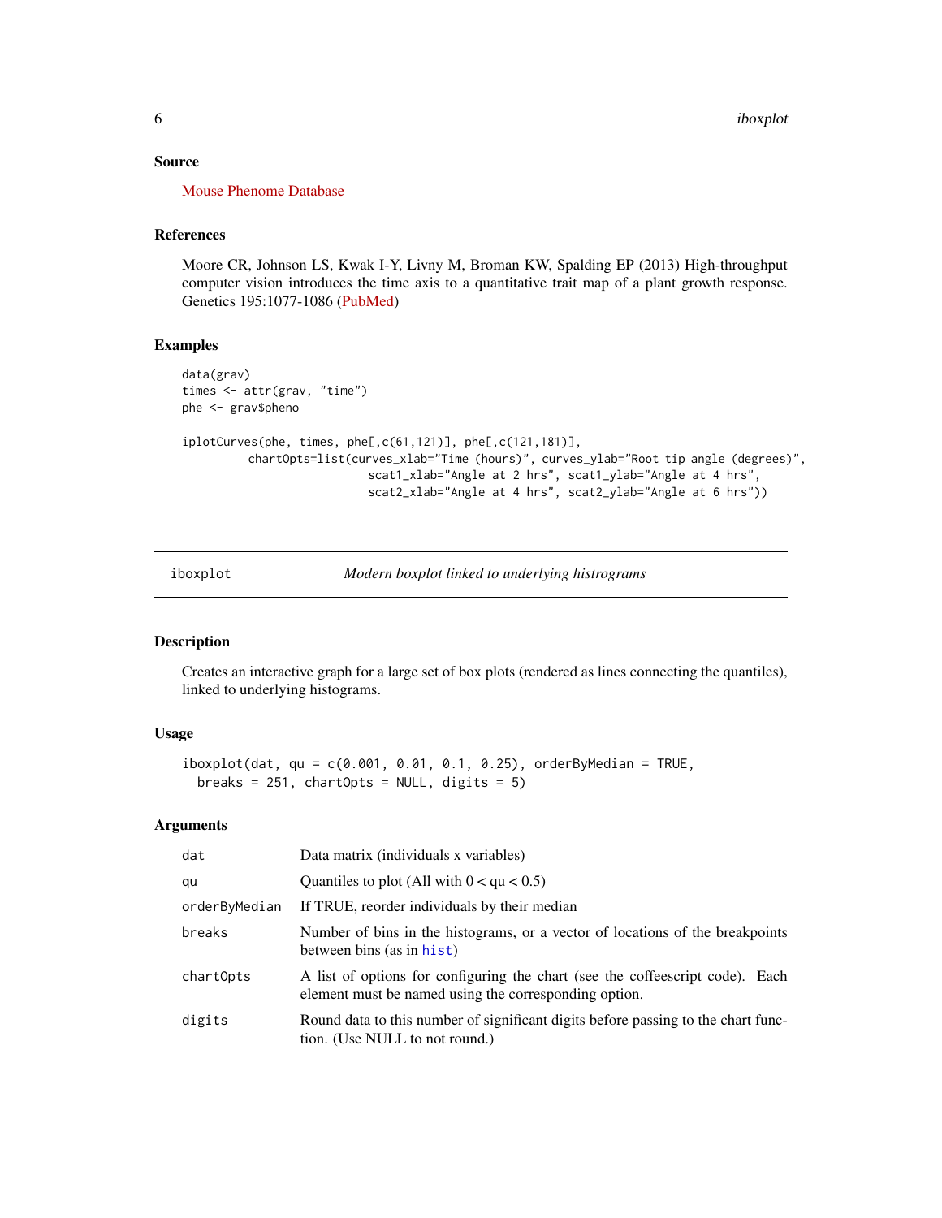## Source

Mouse Phenome Database

## References

Moore CR, Johnson LS, Kwak I-Y, Livny M, Broman KW, Spalding EP (2013) High-throughput computer vision introduces the time axis to a quantitative trait map of a plant growth response. Genetics 195:1077-1086 (PubMed)

## Examples

```
data(grav)
times <- attr(grav, "time")
phe <- grav$pheno

iplotCurves(phe, times, phe[,c(61,121)], phe[,c(121,181)],
          chartOpts=list(curves_xlab="Time (hours)", curves_ylab="Root tip angle (degrees)",
                         scat1_xlab="Angle at 2 hrs", scat1_ylab="Angle at 4 hrs",
                         scat2_xlab="Angle at 4 hrs", scat2_ylab="Angle at 6 hrs"))
```

---

# iboxplot — *Modern boxplot linked to underlying histrograms*

## Description

Creates an interactive graph for a large set of box plots (rendered as lines connecting the quantiles), linked to underlying histograms.

## Usage

```
iboxplot(dat, qu = c(0.001, 0.01, 0.1, 0.25), orderByMedian = TRUE,
  breaks = 251, chartOpts = NULL, digits = 5)
```

## Arguments

| | |
|---|---|
| dat | Data matrix (individuals x variables) |
| qu | Quantiles to plot (All with 0 < qu < 0.5) |
| orderByMedian | If TRUE, reorder individuals by their median |
| breaks | Number of bins in the histograms, or a vector of locations of the breakpoints between bins (as in hist) |
| chartOpts | A list of options for configuring the chart (see the coffeescript code). Each element must be named using the corresponding option. |
| digits | Round data to this number of significant digits before passing to the chart function. (Use NULL to not round.) |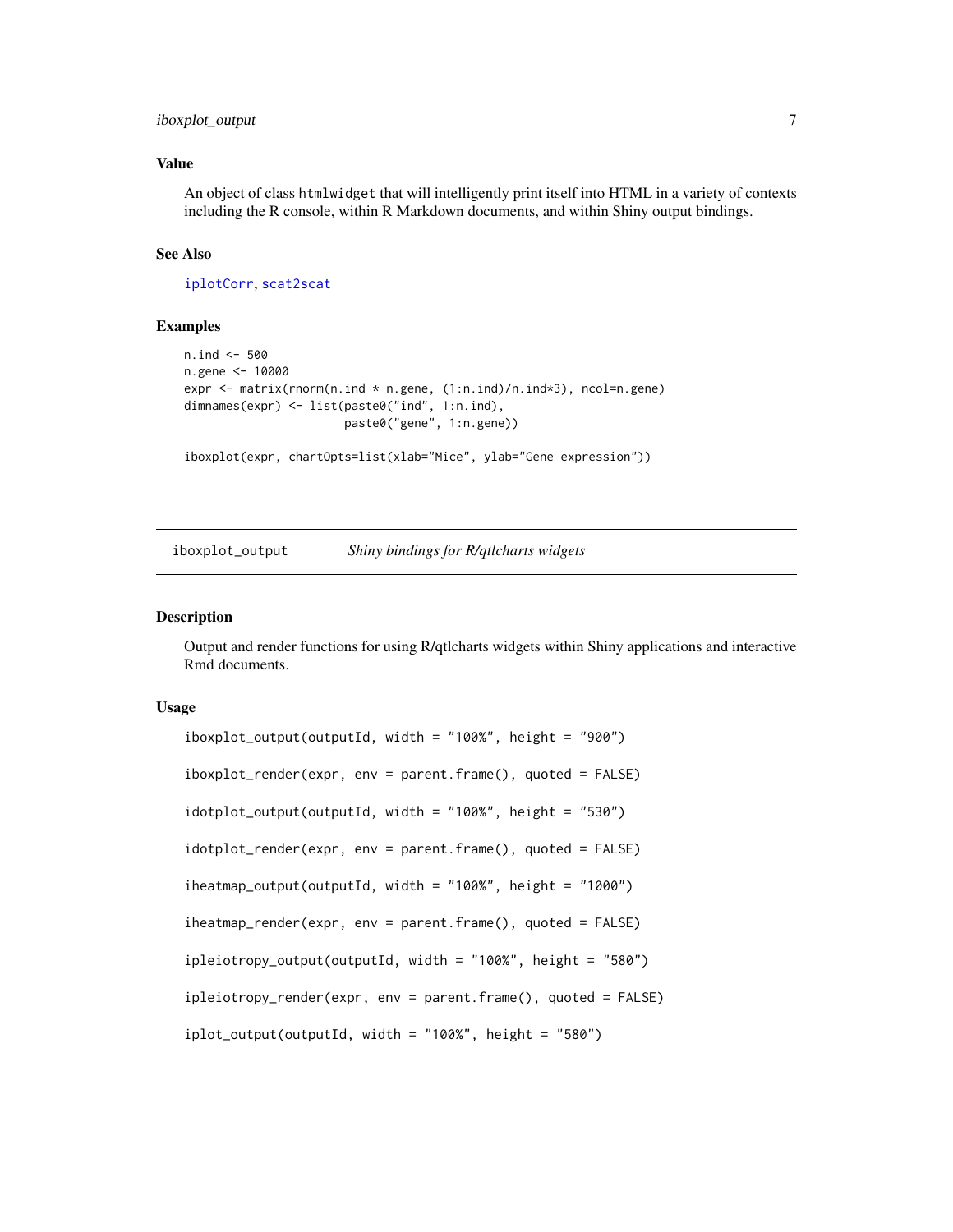### Value

An object of class `htmlwidget` that will intelligently print itself into HTML in a variety of contexts including the R console, within R Markdown documents, and within Shiny output bindings.

### See Also

`iplotCorr`, `scat2scat`

### Examples

```
n.ind <- 500
n.gene <- 10000
expr <- matrix(rnorm(n.ind * n.gene, (1:n.ind)/n.ind*3), ncol=n.gene)
dimnames(expr) <- list(paste0("ind", 1:n.ind),
                       paste0("gene", 1:n.gene))

iboxplot(expr, chartOpts=list(xlab="Mice", ylab="Gene expression"))
```

---

## iboxplot_output — *Shiny bindings for R/qtlcharts widgets*

### Description

Output and render functions for using R/qtlcharts widgets within Shiny applications and interactive Rmd documents.

### Usage

```
iboxplot_output(outputId, width = "100%", height = "900")

iboxplot_render(expr, env = parent.frame(), quoted = FALSE)

idotplot_output(outputId, width = "100%", height = "530")

idotplot_render(expr, env = parent.frame(), quoted = FALSE)

iheatmap_output(outputId, width = "100%", height = "1000")

iheatmap_render(expr, env = parent.frame(), quoted = FALSE)

ipleiotropy_output(outputId, width = "100%", height = "580")

ipleiotropy_render(expr, env = parent.frame(), quoted = FALSE)

iplot_output(outputId, width = "100%", height = "580")
```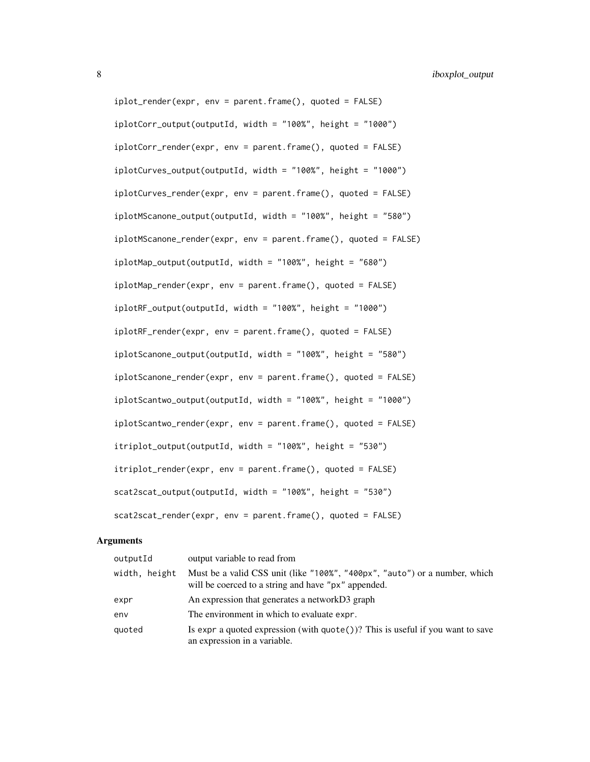```
iplot_render(expr, env = parent.frame(), quoted = FALSE)

iplotCorr_output(outputId, width = "100%", height = "1000")

iplotCorr_render(expr, env = parent.frame(), quoted = FALSE)

iplotCurves_output(outputId, width = "100%", height = "1000")

iplotCurves_render(expr, env = parent.frame(), quoted = FALSE)

iplotMScanone_output(outputId, width = "100%", height = "580")

iplotMScanone_render(expr, env = parent.frame(), quoted = FALSE)

iplotMap_output(outputId, width = "100%", height = "680")

iplotMap_render(expr, env = parent.frame(), quoted = FALSE)

iplotRF_output(outputId, width = "100%", height = "1000")

iplotRF_render(expr, env = parent.frame(), quoted = FALSE)

iplotScanone_output(outputId, width = "100%", height = "580")

iplotScanone_render(expr, env = parent.frame(), quoted = FALSE)

iplotScantwo_output(outputId, width = "100%", height = "1000")

iplotScantwo_render(expr, env = parent.frame(), quoted = FALSE)

itriplot_output(outputId, width = "100%", height = "530")

itriplot_render(expr, env = parent.frame(), quoted = FALSE)

scat2scat_output(outputId, width = "100%", height = "530")

scat2scat_render(expr, env = parent.frame(), quoted = FALSE)
```

## Arguments

| | |
|---|---|
| `outputId` | output variable to read from |
| `width, height` | Must be a valid CSS unit (like "100%", "400px", "auto") or a number, which will be coerced to a string and have "px" appended. |
| `expr` | An expression that generates a networkD3 graph |
| `env` | The environment in which to evaluate `expr`. |
| `quoted` | Is `expr` a quoted expression (with `quote()`)? This is useful if you want to save an expression in a variable. |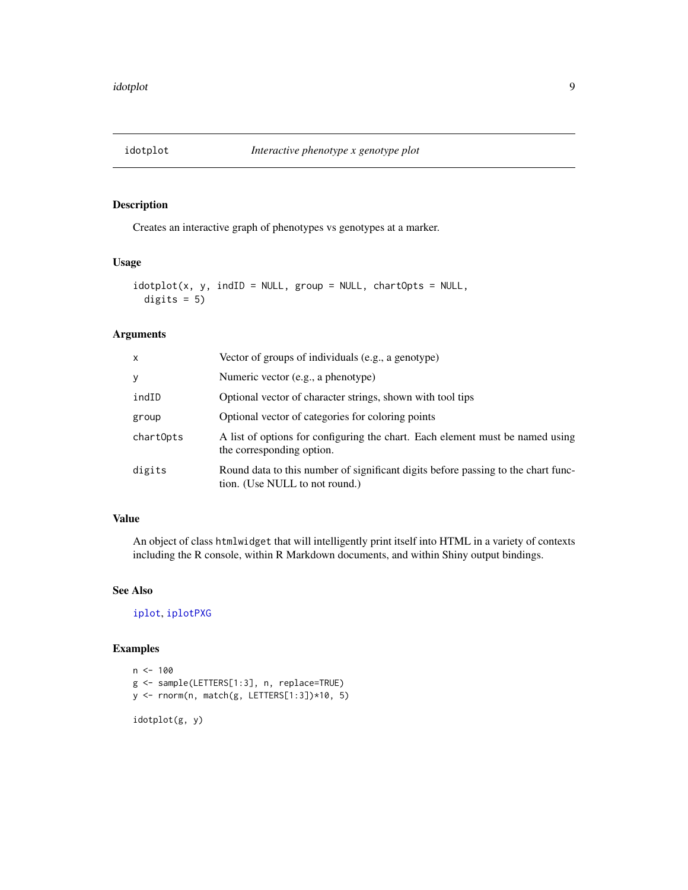idotplot *Interactive phenotype x genotype plot*

### Description

Creates an interactive graph of phenotypes vs genotypes at a marker.

### Usage

```
idotplot(x, y, indID = NULL, group = NULL, chartOpts = NULL,
  digits = 5)
```

### Arguments

| | |
|---|---|
| x | Vector of groups of individuals (e.g., a genotype) |
| y | Numeric vector (e.g., a phenotype) |
| indID | Optional vector of character strings, shown with tool tips |
| group | Optional vector of categories for coloring points |
| chartOpts | A list of options for configuring the chart. Each element must be named using the corresponding option. |
| digits | Round data to this number of significant digits before passing to the chart function. (Use NULL to not round.) |

### Value

An object of class `htmlwidget` that will intelligently print itself into HTML in a variety of contexts including the R console, within R Markdown documents, and within Shiny output bindings.

### See Also

`iplot`, `iplotPXG`

### Examples

```
n <- 100
g <- sample(LETTERS[1:3], n, replace=TRUE)
y <- rnorm(n, match(g, LETTERS[1:3])*10, 5)

idotplot(g, y)
```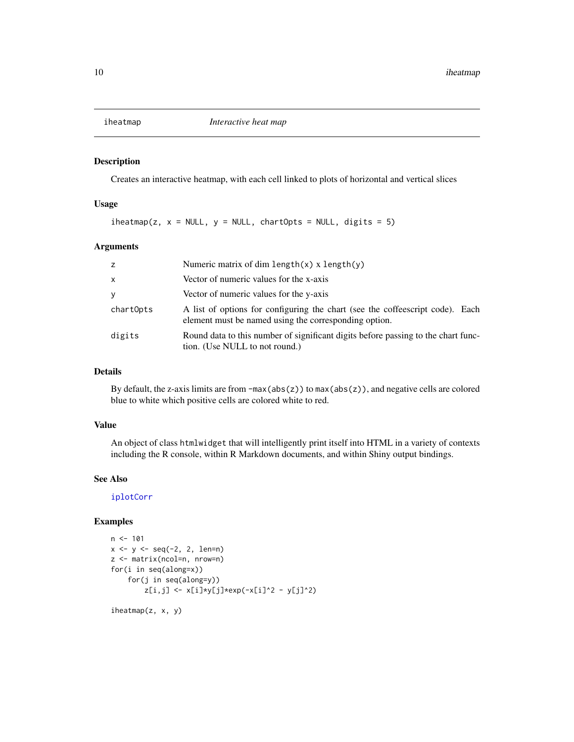# iheatmap — *Interactive heat map*

## Description

Creates an interactive heatmap, with each cell linked to plots of horizontal and vertical slices

## Usage

```
iheatmap(z, x = NULL, y = NULL, chartOpts = NULL, digits = 5)
```

## Arguments

| | |
|---|---|
| `z` | Numeric matrix of dim `length(x)` x `length(y)` |
| `x` | Vector of numeric values for the x-axis |
| `y` | Vector of numeric values for the y-axis |
| `chartOpts` | A list of options for configuring the chart (see the coffeescript code). Each element must be named using the corresponding option. |
| `digits` | Round data to this number of significant digits before passing to the chart function. (Use NULL to not round.) |

## Details

By default, the z-axis limits are from `-max(abs(z))` to `max(abs(z))`, and negative cells are colored blue to white which positive cells are colored white to red.

## Value

An object of class `htmlwidget` that will intelligently print itself into HTML in a variety of contexts including the R console, within R Markdown documents, and within Shiny output bindings.

## See Also

`iplotCorr`

## Examples

```
n <- 101
x <- y <- seq(-2, 2, len=n)
z <- matrix(ncol=n, nrow=n)
for(i in seq(along=x))
    for(j in seq(along=y))
        z[i,j] <- x[i]*y[j]*exp(-x[i]^2 - y[j]^2)

iheatmap(z, x, y)
```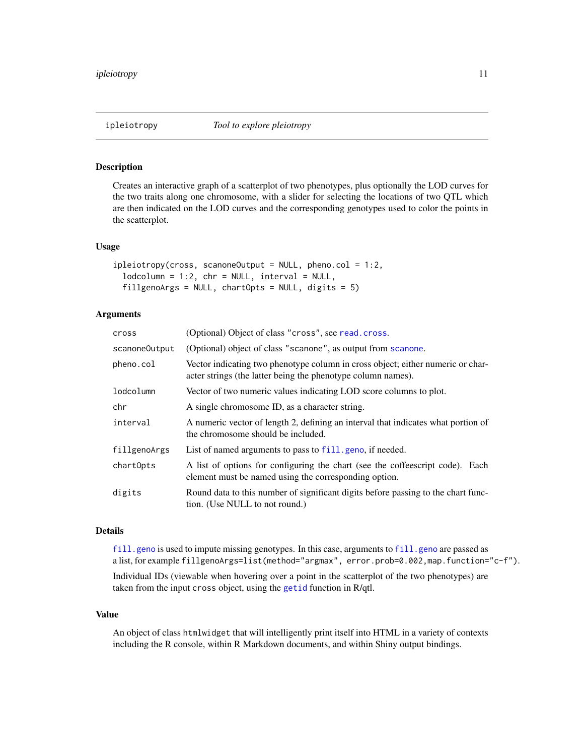# ipleiotropy — *Tool to explore pleiotropy*

## Description

Creates an interactive graph of a scatterplot of two phenotypes, plus optionally the LOD curves for the two traits along one chromosome, with a slider for selecting the locations of two QTL which are then indicated on the LOD curves and the corresponding genotypes used to color the points in the scatterplot.

## Usage

```
ipleiotropy(cross, scanoneOutput = NULL, pheno.col = 1:2,
  lodcolumn = 1:2, chr = NULL, interval = NULL,
  fillgenoArgs = NULL, chartOpts = NULL, digits = 5)
```

## Arguments

| Argument | Description |
|---|---|
| `cross` | (Optional) Object of class "cross", see `read.cross`. |
| `scanoneOutput` | (Optional) object of class "scanone", as output from `scanone`. |
| `pheno.col` | Vector indicating two phenotype column in cross object; either numeric or character strings (the latter being the phenotype column names). |
| `lodcolumn` | Vector of two numeric values indicating LOD score columns to plot. |
| `chr` | A single chromosome ID, as a character string. |
| `interval` | A numeric vector of length 2, defining an interval that indicates what portion of the chromosome should be included. |
| `fillgenoArgs` | List of named arguments to pass to `fill.geno`, if needed. |
| `chartOpts` | A list of options for configuring the chart (see the coffeescript code). Each element must be named using the corresponding option. |
| `digits` | Round data to this number of significant digits before passing to the chart function. (Use NULL to not round.) |

## Details

`fill.geno` is used to impute missing genotypes. In this case, arguments to `fill.geno` are passed as a list, for example `fillgenoArgs=list(method="argmax", error.prob=0.002,map.function="c-f")`.

Individual IDs (viewable when hovering over a point in the scatterplot of the two phenotypes) are taken from the input `cross` object, using the `getid` function in R/qtl.

## Value

An object of class `htmlwidget` that will intelligently print itself into HTML in a variety of contexts including the R console, within R Markdown documents, and within Shiny output bindings.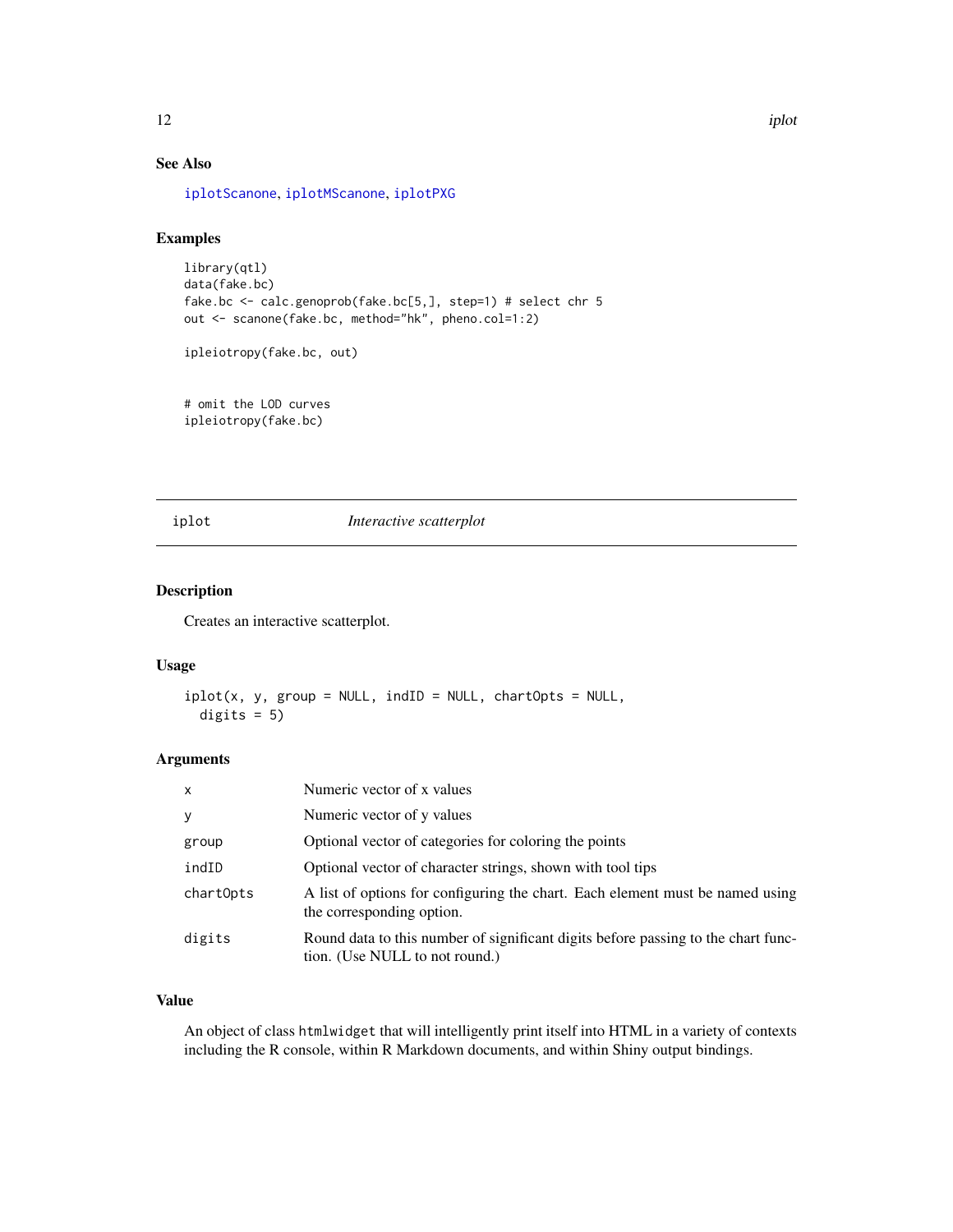### See Also

iplotScanone, iplotMScanone, iplotPXG

### Examples

```
library(qtl)
data(fake.bc)
fake.bc <- calc.genoprob(fake.bc[5,], step=1) # select chr 5
out <- scanone(fake.bc, method="hk", pheno.col=1:2)

ipleiotropy(fake.bc, out)


# omit the LOD curves
ipleiotropy(fake.bc)
```

---

## iplot *Interactive scatterplot*

### Description

Creates an interactive scatterplot.

### Usage

```
iplot(x, y, group = NULL, indID = NULL, chartOpts = NULL,
  digits = 5)
```

### Arguments

| | |
|---|---|
| x | Numeric vector of x values |
| y | Numeric vector of y values |
| group | Optional vector of categories for coloring the points |
| indID | Optional vector of character strings, shown with tool tips |
| chartOpts | A list of options for configuring the chart. Each element must be named using the corresponding option. |
| digits | Round data to this number of significant digits before passing to the chart function. (Use NULL to not round.) |

### Value

An object of class `htmlwidget` that will intelligently print itself into HTML in a variety of contexts including the R console, within R Markdown documents, and within Shiny output bindings.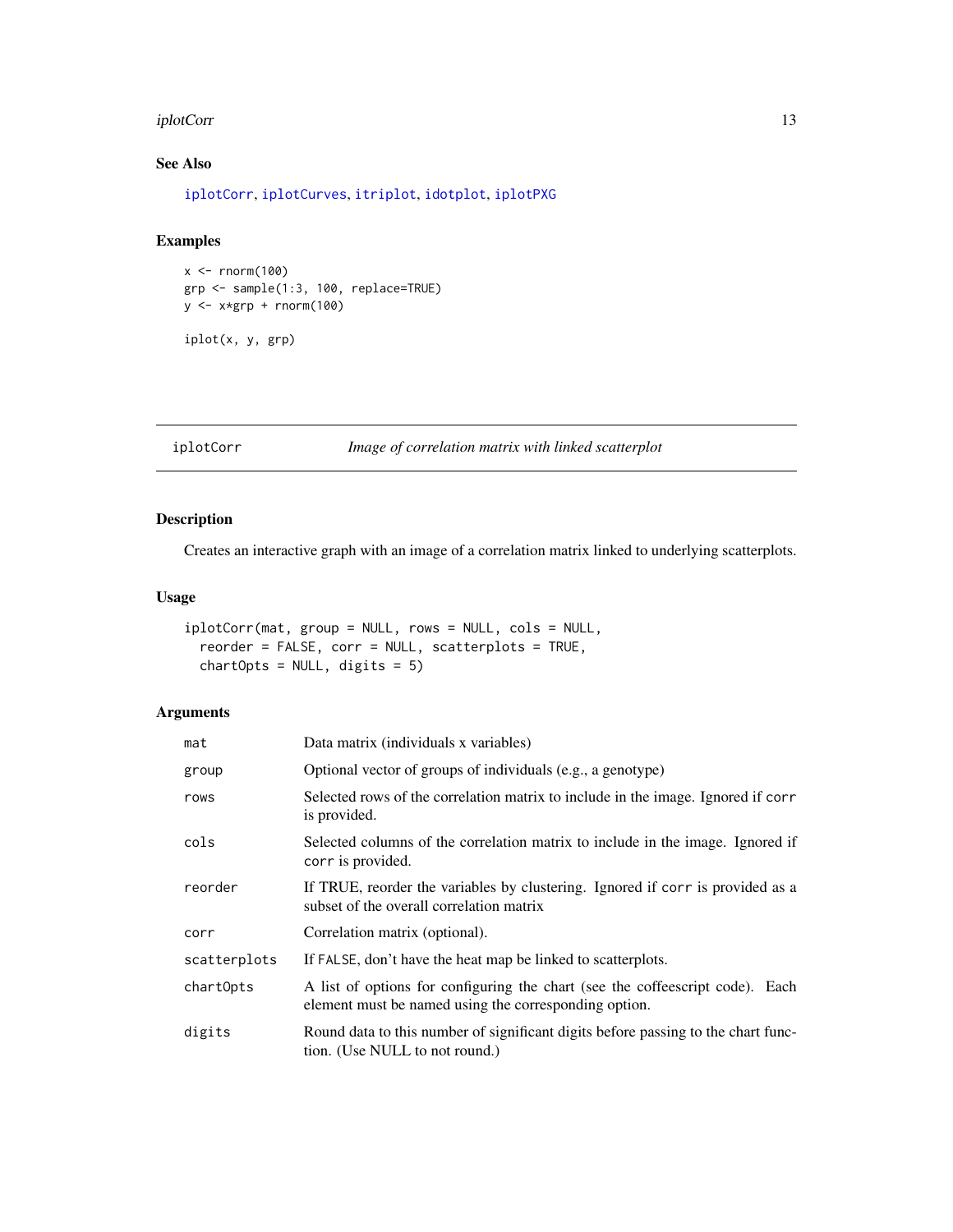## See Also

iplotCorr, iplotCurves, itriplot, idotplot, iplotPXG

## Examples

```
x <- rnorm(100)
grp <- sample(1:3, 100, replace=TRUE)
y <- x*grp + rnorm(100)

iplot(x, y, grp)
```

---

# iplotCorr — *Image of correlation matrix with linked scatterplot*

## Description

Creates an interactive graph with an image of a correlation matrix linked to underlying scatterplots.

## Usage

```
iplotCorr(mat, group = NULL, rows = NULL, cols = NULL,
  reorder = FALSE, corr = NULL, scatterplots = TRUE,
  chartOpts = NULL, digits = 5)
```

## Arguments

| Argument | Description |
|---|---|
| `mat` | Data matrix (individuals x variables) |
| `group` | Optional vector of groups of individuals (e.g., a genotype) |
| `rows` | Selected rows of the correlation matrix to include in the image. Ignored if `corr` is provided. |
| `cols` | Selected columns of the correlation matrix to include in the image. Ignored if `corr` is provided. |
| `reorder` | If TRUE, reorder the variables by clustering. Ignored if `corr` is provided as a subset of the overall correlation matrix |
| `corr` | Correlation matrix (optional). |
| `scatterplots` | If `FALSE`, don't have the heat map be linked to scatterplots. |
| `chartOpts` | A list of options for configuring the chart (see the coffeescript code). Each element must be named using the corresponding option. |
| `digits` | Round data to this number of significant digits before passing to the chart function. (Use NULL to not round.) |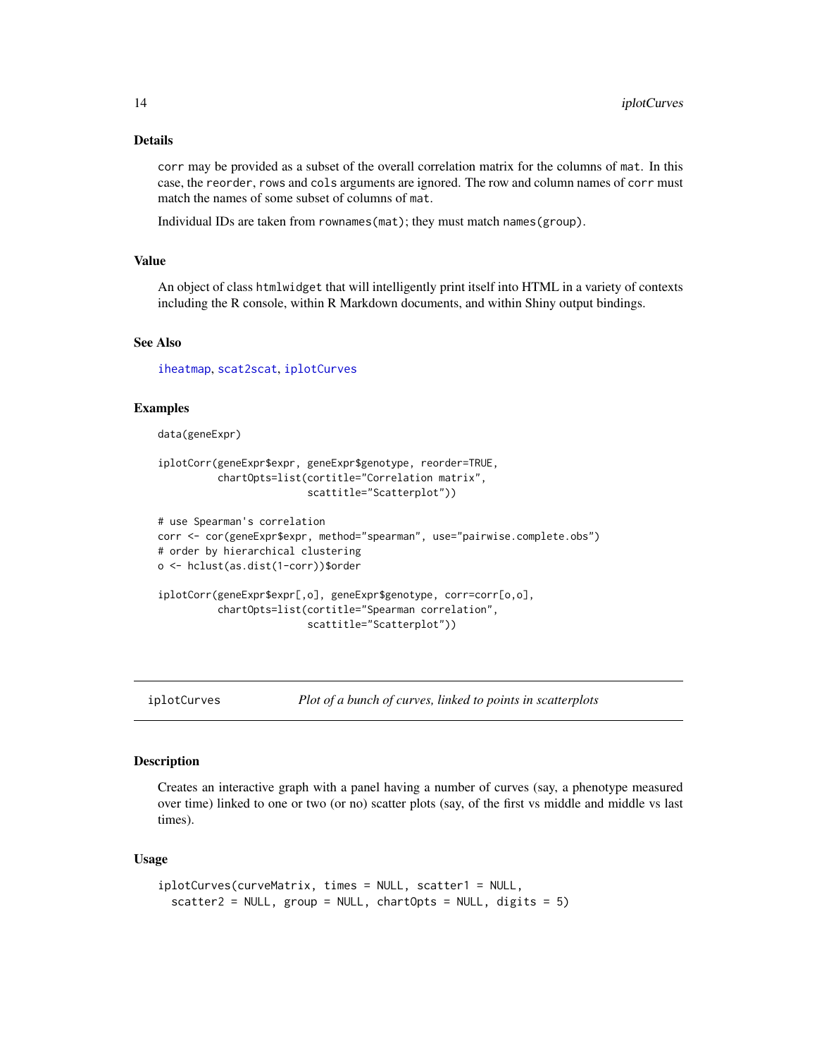### Details

`corr` may be provided as a subset of the overall correlation matrix for the columns of `mat`. In this case, the `reorder`, `rows` and `cols` arguments are ignored. The row and column names of `corr` must match the names of some subset of columns of `mat`.

Individual IDs are taken from `rownames(mat)`; they must match `names(group)`.

### Value

An object of class `htmlwidget` that will intelligently print itself into HTML in a variety of contexts including the R console, within R Markdown documents, and within Shiny output bindings.

### See Also

`iheatmap`, `scat2scat`, `iplotCurves`

### Examples

```
data(geneExpr)

iplotCorr(geneExpr$expr, geneExpr$genotype, reorder=TRUE,
          chartOpts=list(cortitle="Correlation matrix",
                         scattitle="Scatterplot"))

# use Spearman's correlation
corr <- cor(geneExpr$expr, method="spearman", use="pairwise.complete.obs")
# order by hierarchical clustering
o <- hclust(as.dist(1-corr))$order

iplotCorr(geneExpr$expr[,o], geneExpr$genotype, corr=corr[o,o],
          chartOpts=list(cortitle="Spearman correlation",
                         scattitle="Scatterplot"))
```

---

## iplotCurves — *Plot of a bunch of curves, linked to points in scatterplots*

### Description

Creates an interactive graph with a panel having a number of curves (say, a phenotype measured over time) linked to one or two (or no) scatter plots (say, of the first vs middle and middle vs last times).

### Usage

```
iplotCurves(curveMatrix, times = NULL, scatter1 = NULL,
  scatter2 = NULL, group = NULL, chartOpts = NULL, digits = 5)
```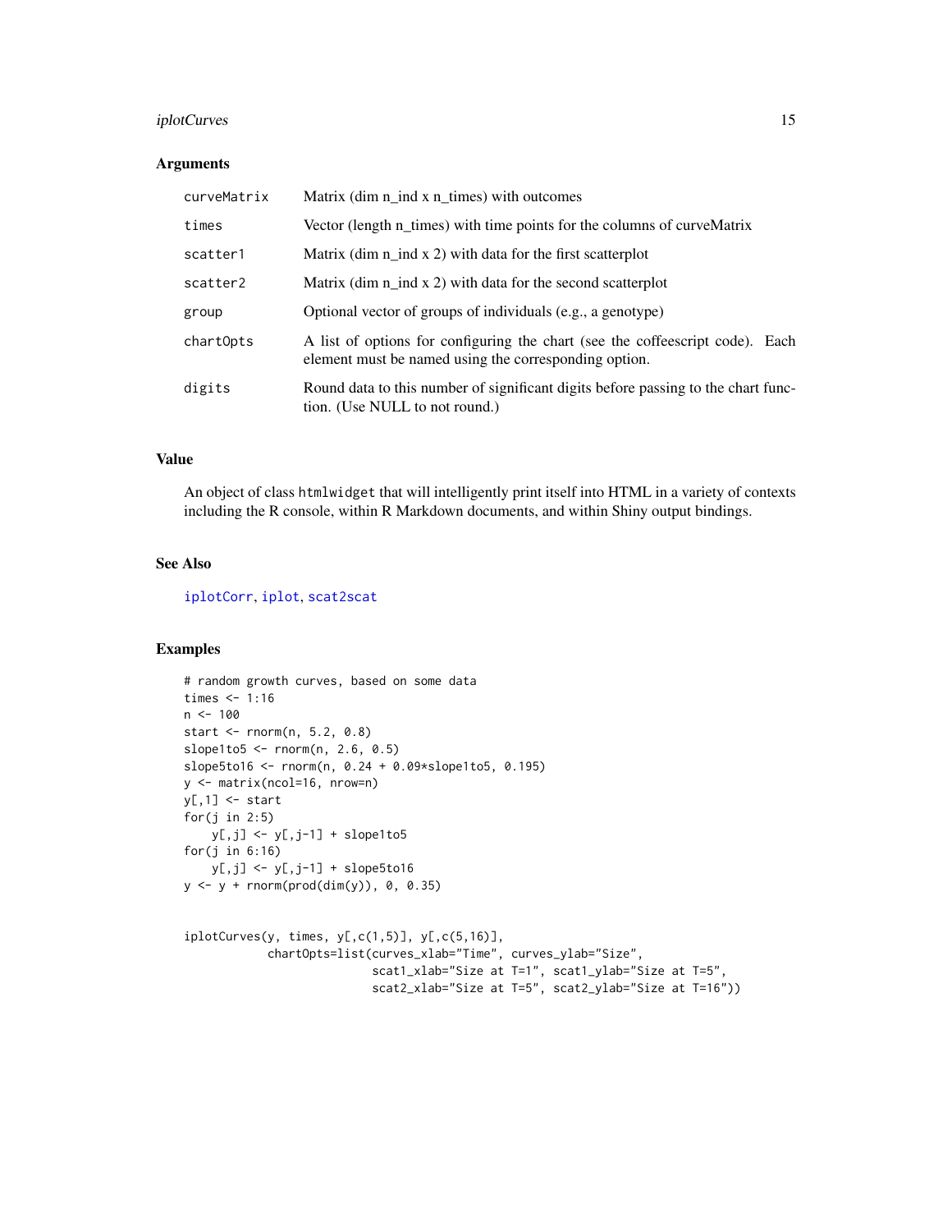## Arguments

| | |
|---|---|
| curveMatrix | Matrix (dim n_ind x n_times) with outcomes |
| times | Vector (length n_times) with time points for the columns of curveMatrix |
| scatter1 | Matrix (dim n_ind x 2) with data for the first scatterplot |
| scatter2 | Matrix (dim n_ind x 2) with data for the second scatterplot |
| group | Optional vector of groups of individuals (e.g., a genotype) |
| chartOpts | A list of options for configuring the chart (see the coffeescript code). Each element must be named using the corresponding option. |
| digits | Round data to this number of significant digits before passing to the chart function. (Use NULL to not round.) |

## Value

An object of class `htmlwidget` that will intelligently print itself into HTML in a variety of contexts including the R console, within R Markdown documents, and within Shiny output bindings.

## See Also

iplotCorr, iplot, scat2scat

## Examples

```
# random growth curves, based on some data
times <- 1:16
n <- 100
start <- rnorm(n, 5.2, 0.8)
slope1to5 <- rnorm(n, 2.6, 0.5)
slope5to16 <- rnorm(n, 0.24 + 0.09*slope1to5, 0.195)
y <- matrix(ncol=16, nrow=n)
y[,1] <- start
for(j in 2:5)
    y[,j] <- y[,j-1] + slope1to5
for(j in 6:16)
    y[,j] <- y[,j-1] + slope5to16
y <- y + rnorm(prod(dim(y)), 0, 0.35)


iplotCurves(y, times, y[,c(1,5)], y[,c(5,16)],
            chartOpts=list(curves_xlab="Time", curves_ylab="Size",
                           scat1_xlab="Size at T=1", scat1_ylab="Size at T=5",
                           scat2_xlab="Size at T=5", scat2_ylab="Size at T=16"))
```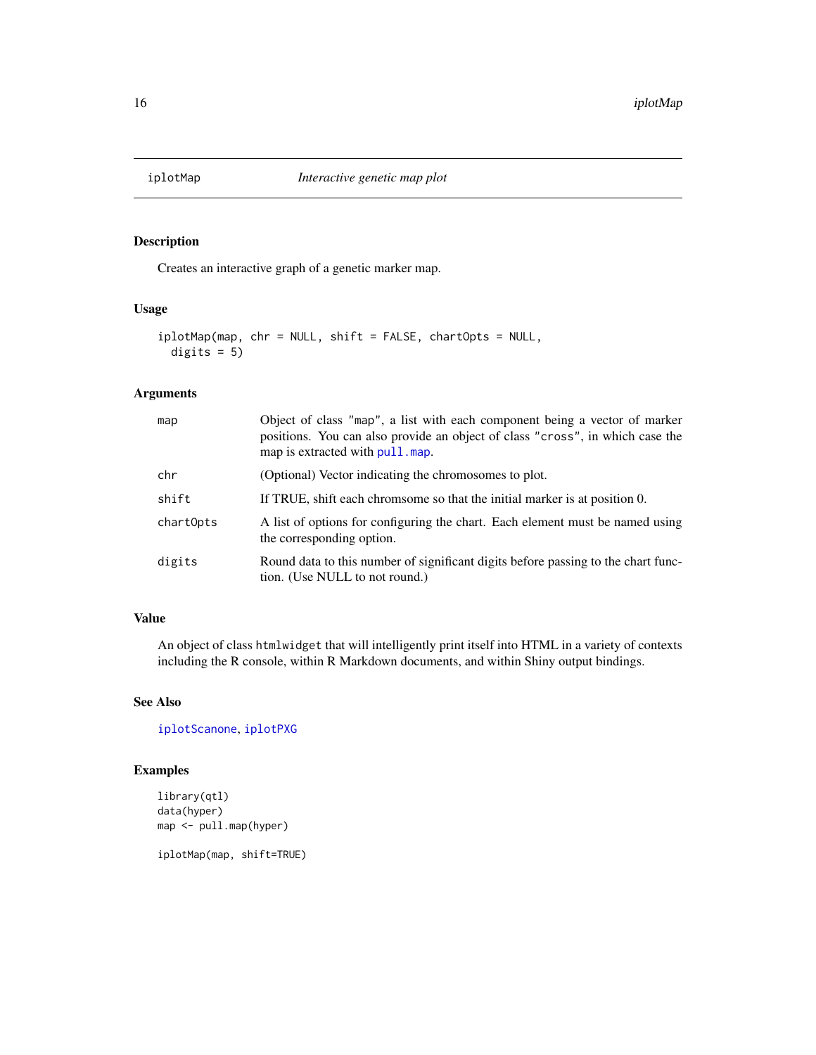# iplotMap *Interactive genetic map plot*

## Description

Creates an interactive graph of a genetic marker map.

## Usage

```
iplotMap(map, chr = NULL, shift = FALSE, chartOpts = NULL,
  digits = 5)
```

## Arguments

| | |
|---|---|
| `map` | Object of class "map", a list with each component being a vector of marker positions. You can also provide an object of class "cross", in which case the map is extracted with `pull.map`. |
| `chr` | (Optional) Vector indicating the chromosomes to plot. |
| `shift` | If TRUE, shift each chromsome so that the initial marker is at position 0. |
| `chartOpts` | A list of options for configuring the chart. Each element must be named using the corresponding option. |
| `digits` | Round data to this number of significant digits before passing to the chart function. (Use NULL to not round.) |

## Value

An object of class `htmlwidget` that will intelligently print itself into HTML in a variety of contexts including the R console, within R Markdown documents, and within Shiny output bindings.

## See Also

`iplotScanone`, `iplotPXG`

## Examples

```
library(qtl)
data(hyper)
map <- pull.map(hyper)

iplotMap(map, shift=TRUE)
```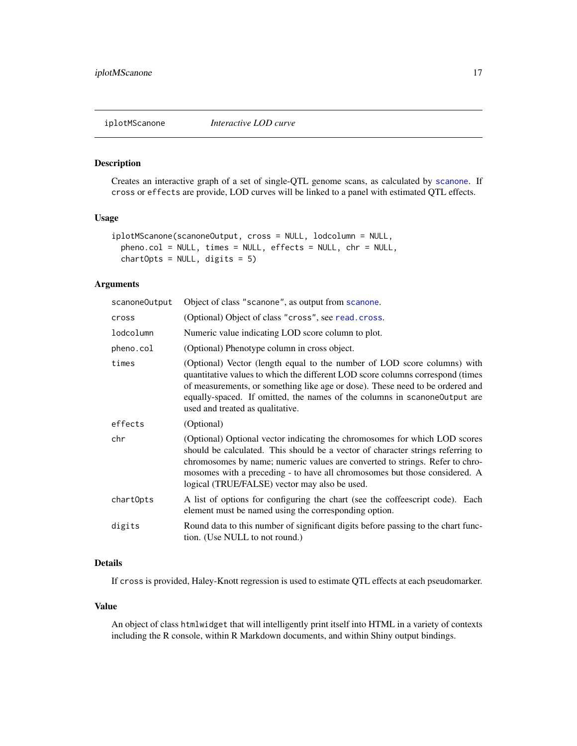# iplotMScanone — *Interactive LOD curve*

## Description

Creates an interactive graph of a set of single-QTL genome scans, as calculated by `scanone`. If `cross` or `effects` are provide, LOD curves will be linked to a panel with estimated QTL effects.

## Usage

```
iplotMScanone(scanoneOutput, cross = NULL, lodcolumn = NULL,
  pheno.col = NULL, times = NULL, effects = NULL, chr = NULL,
  chartOpts = NULL, digits = 5)
```

## Arguments

| | |
|---|---|
| `scanoneOutput` | Object of class `"scanone"`, as output from `scanone`. |
| `cross` | (Optional) Object of class `"cross"`, see `read.cross`. |
| `lodcolumn` | Numeric value indicating LOD score column to plot. |
| `pheno.col` | (Optional) Phenotype column in cross object. |
| `times` | (Optional) Vector (length equal to the number of LOD score columns) with quantitative values to which the different LOD score columns correspond (times of measurements, or something like age or dose). These need to be ordered and equally-spaced. If omitted, the names of the columns in `scanoneOutput` are used and treated as qualitative. |
| `effects` | (Optional) |
| `chr` | (Optional) Optional vector indicating the chromosomes for which LOD scores should be calculated. This should be a vector of character strings referring to chromosomes by name; numeric values are converted to strings. Refer to chromosomes with a preceding - to have all chromosomes but those considered. A logical (TRUE/FALSE) vector may also be used. |
| `chartOpts` | A list of options for configuring the chart (see the coffeescript code). Each element must be named using the corresponding option. |
| `digits` | Round data to this number of significant digits before passing to the chart function. (Use NULL to not round.) |

## Details

If `cross` is provided, Haley-Knott regression is used to estimate QTL effects at each pseudomarker.

## Value

An object of class `htmlwidget` that will intelligently print itself into HTML in a variety of contexts including the R console, within R Markdown documents, and within Shiny output bindings.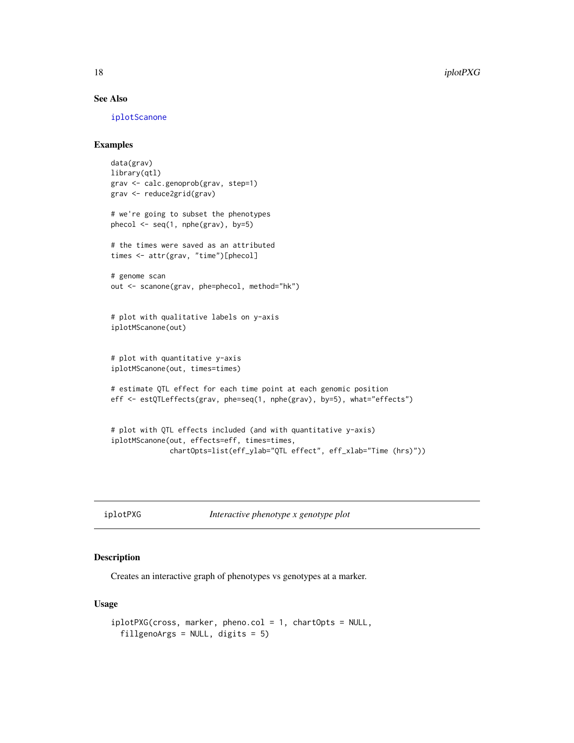## See Also

iplotScanone

## Examples

```
data(grav)
library(qtl)
grav <- calc.genoprob(grav, step=1)
grav <- reduce2grid(grav)

# we're going to subset the phenotypes
phecol <- seq(1, nphe(grav), by=5)

# the times were saved as an attributed
times <- attr(grav, "time")[phecol]

# genome scan
out <- scanone(grav, phe=phecol, method="hk")


# plot with qualitative labels on y-axis
iplotMScanone(out)


# plot with quantitative y-axis
iplotMScanone(out, times=times)

# estimate QTL effect for each time point at each genomic position
eff <- estQTLeffects(grav, phe=seq(1, nphe(grav), by=5), what="effects")


# plot with QTL effects included (and with quantitative y-axis)
iplotMScanone(out, effects=eff, times=times,
              chartOpts=list(eff_ylab="QTL effect", eff_xlab="Time (hrs)"))
```

---

iplotPXG *Interactive phenotype x genotype plot*

---

## Description

Creates an interactive graph of phenotypes vs genotypes at a marker.

## Usage

```
iplotPXG(cross, marker, pheno.col = 1, chartOpts = NULL,
  fillgenoArgs = NULL, digits = 5)
```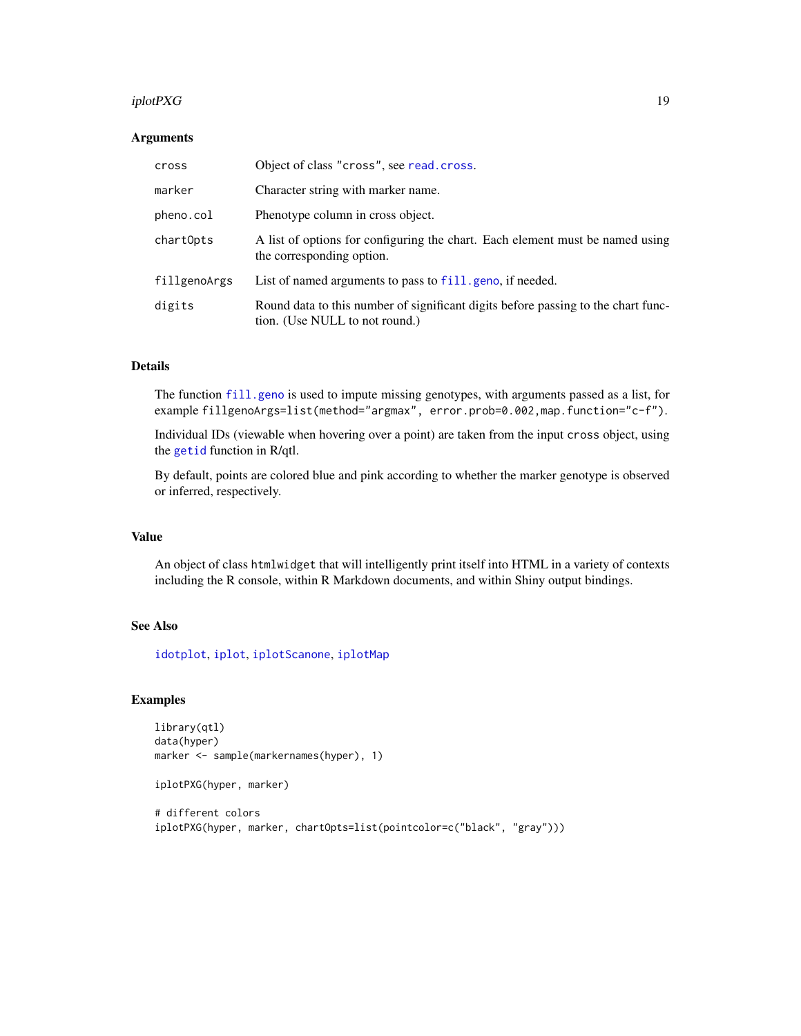## Arguments

| | |
|---|---|
| `cross` | Object of class `"cross"`, see `read.cross`. |
| `marker` | Character string with marker name. |
| `pheno.col` | Phenotype column in cross object. |
| `chartOpts` | A list of options for configuring the chart. Each element must be named using the corresponding option. |
| `fillgenoArgs` | List of named arguments to pass to `fill.geno`, if needed. |
| `digits` | Round data to this number of significant digits before passing to the chart function. (Use NULL to not round.) |

## Details

The function `fill.geno` is used to impute missing genotypes, with arguments passed as a list, for example `fillgenoArgs=list(method="argmax", error.prob=0.002,map.function="c-f")`.

Individual IDs (viewable when hovering over a point) are taken from the input `cross` object, using the `getid` function in R/qtl.

By default, points are colored blue and pink according to whether the marker genotype is observed or inferred, respectively.

## Value

An object of class `htmlwidget` that will intelligently print itself into HTML in a variety of contexts including the R console, within R Markdown documents, and within Shiny output bindings.

## See Also

`idotplot`, `iplot`, `iplotScanone`, `iplotMap`

## Examples

```
library(qtl)
data(hyper)
marker <- sample(markernames(hyper), 1)

iplotPXG(hyper, marker)

# different colors
iplotPXG(hyper, marker, chartOpts=list(pointcolor=c("black", "gray")))
```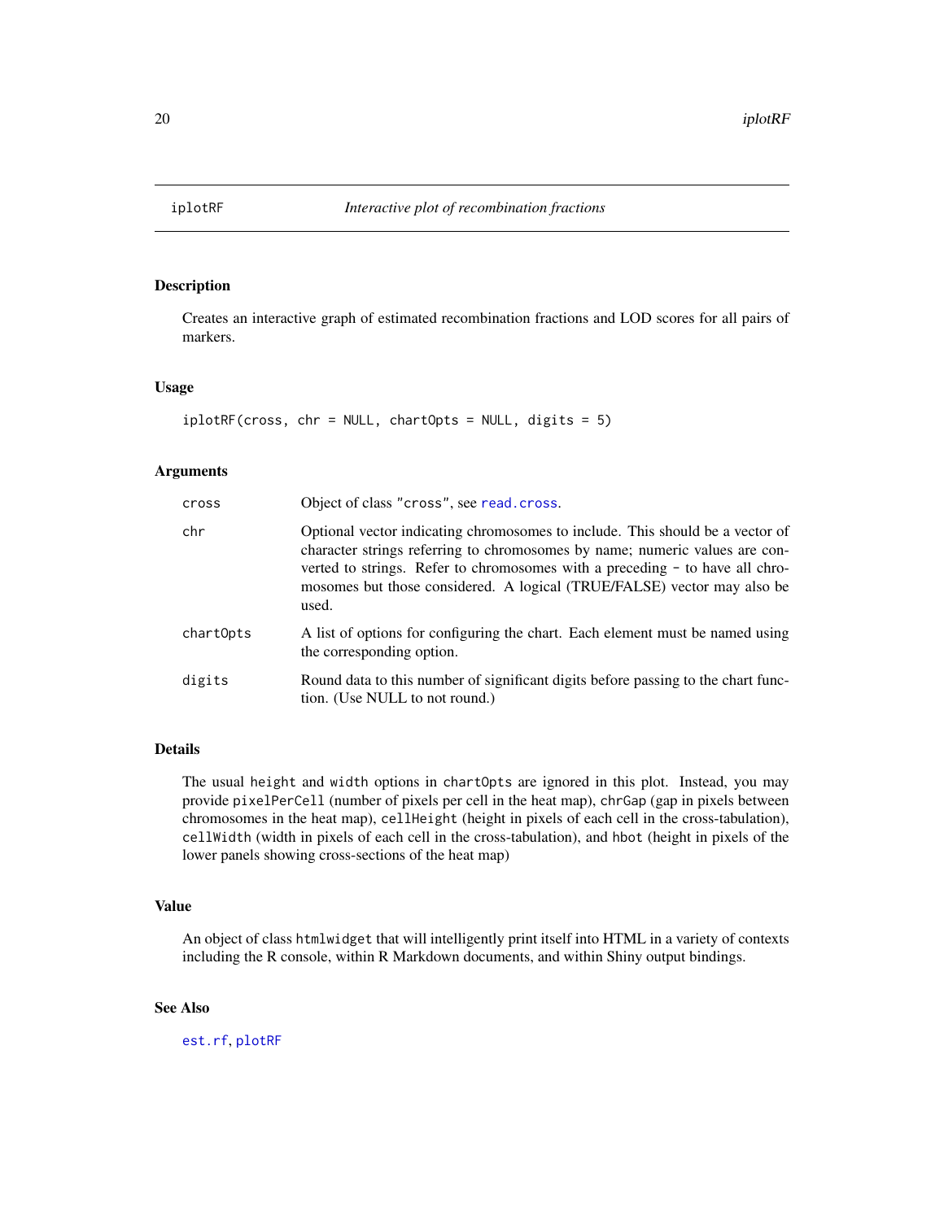# iplotRF — *Interactive plot of recombination fractions*

## Description

Creates an interactive graph of estimated recombination fractions and LOD scores for all pairs of markers.

## Usage

```
iplotRF(cross, chr = NULL, chartOpts = NULL, digits = 5)
```

## Arguments

| | |
|---|---|
| `cross` | Object of class "cross", see `read.cross`. |
| `chr` | Optional vector indicating chromosomes to include. This should be a vector of character strings referring to chromosomes by name; numeric values are converted to strings. Refer to chromosomes with a preceding - to have all chromosomes but those considered. A logical (TRUE/FALSE) vector may also be used. |
| `chartOpts` | A list of options for configuring the chart. Each element must be named using the corresponding option. |
| `digits` | Round data to this number of significant digits before passing to the chart function. (Use NULL to not round.) |

## Details

The usual `height` and `width` options in `chartOpts` are ignored in this plot. Instead, you may provide `pixelPerCell` (number of pixels per cell in the heat map), `chrGap` (gap in pixels between chromosomes in the heat map), `cellHeight` (height in pixels of each cell in the cross-tabulation), `cellWidth` (width in pixels of each cell in the cross-tabulation), and `hbot` (height in pixels of the lower panels showing cross-sections of the heat map)

## Value

An object of class `htmlwidget` that will intelligently print itself into HTML in a variety of contexts including the R console, within R Markdown documents, and within Shiny output bindings.

## See Also

`est.rf`, `plotRF`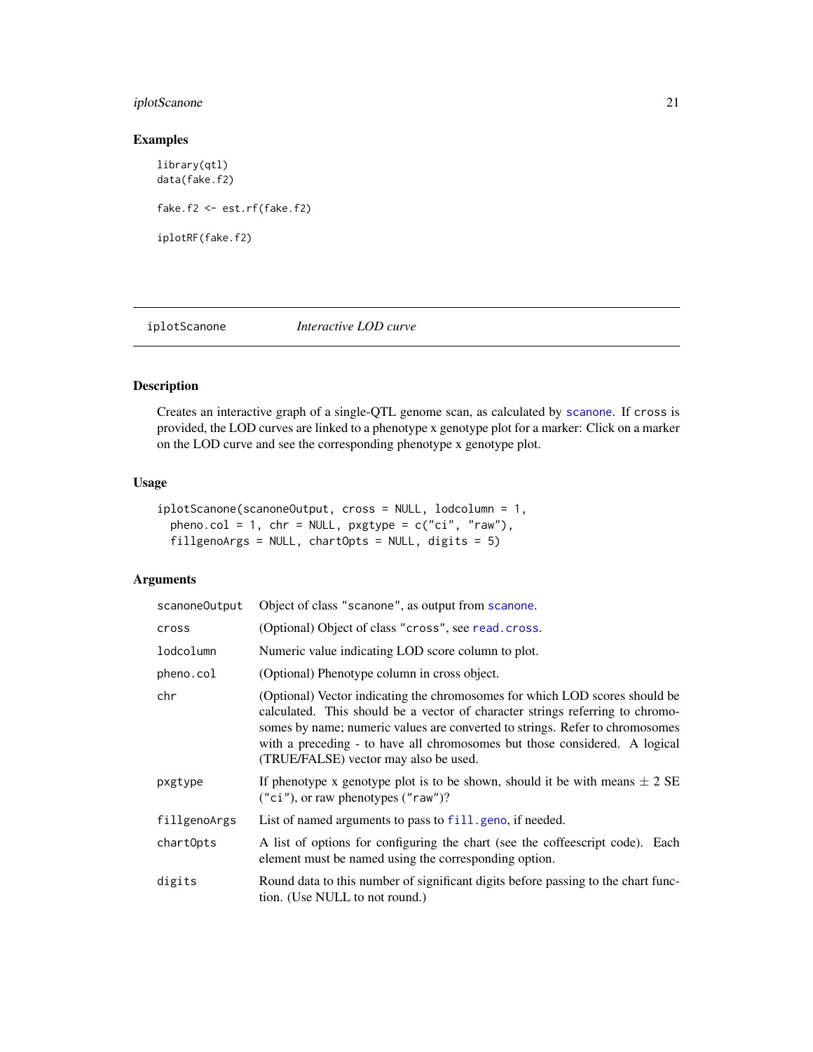## Examples

```
library(qtl)
data(fake.f2)

fake.f2 <- est.rf(fake.f2)

iplotRF(fake.f2)
```

---

# iplotScanone *Interactive LOD curve*

## Description

Creates an interactive graph of a single-QTL genome scan, as calculated by scanone. If cross is provided, the LOD curves are linked to a phenotype x genotype plot for a marker: Click on a marker on the LOD curve and see the corresponding phenotype x genotype plot.

## Usage

```
iplotScanone(scanoneOutput, cross = NULL, lodcolumn = 1,
  pheno.col = 1, chr = NULL, pxgtype = c("ci", "raw"),
  fillgenoArgs = NULL, chartOpts = NULL, digits = 5)
```

## Arguments

| | |
|---|---|
| scanoneOutput | Object of class "scanone", as output from scanone. |
| cross | (Optional) Object of class "cross", see read.cross. |
| lodcolumn | Numeric value indicating LOD score column to plot. |
| pheno.col | (Optional) Phenotype column in cross object. |
| chr | (Optional) Vector indicating the chromosomes for which LOD scores should be calculated. This should be a vector of character strings referring to chromosomes by name; numeric values are converted to strings. Refer to chromosomes with a preceding - to have all chromosomes but those considered. A logical (TRUE/FALSE) vector may also be used. |
| pxgtype | If phenotype x genotype plot is to be shown, should it be with means $\pm$ 2 SE ("ci"), or raw phenotypes ("raw")? |
| fillgenoArgs | List of named arguments to pass to fill.geno, if needed. |
| chartOpts | A list of options for configuring the chart (see the coffeescript code). Each element must be named using the corresponding option. |
| digits | Round data to this number of significant digits before passing to the chart function. (Use NULL to not round.) |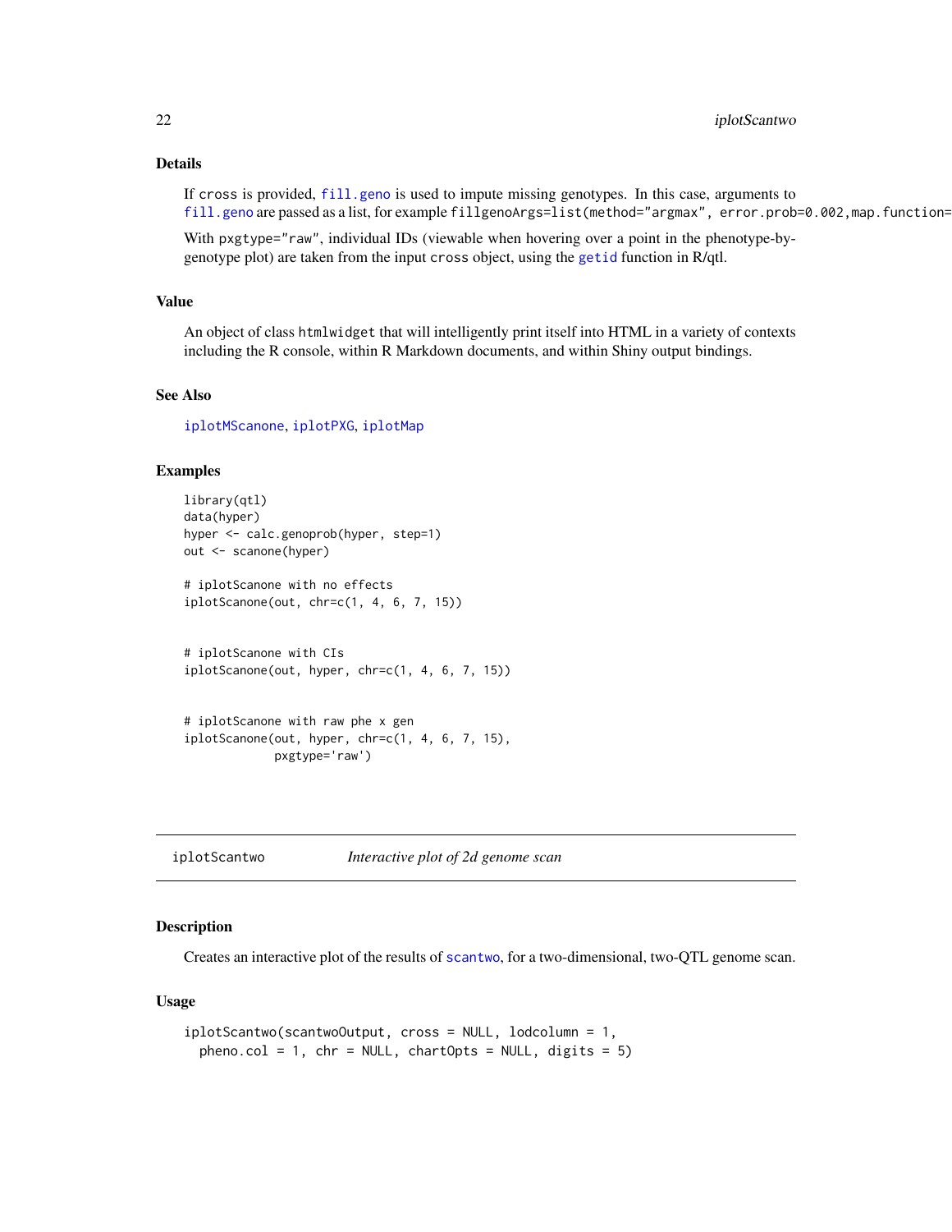## Details

If cross is provided, fill.geno is used to impute missing genotypes. In this case, arguments to fill.geno are passed as a list, for example fillgenoArgs=list(method="argmax", error.prob=0.002,map.function=

With pxgtype="raw", individual IDs (viewable when hovering over a point in the phenotype-by-genotype plot) are taken from the input cross object, using the getid function in R/qtl.

## Value

An object of class htmlwidget that will intelligently print itself into HTML in a variety of contexts including the R console, within R Markdown documents, and within Shiny output bindings.

## See Also

iplotMScanone, iplotPXG, iplotMap

## Examples

```
library(qtl)
data(hyper)
hyper <- calc.genoprob(hyper, step=1)
out <- scanone(hyper)

# iplotScanone with no effects
iplotScanone(out, chr=c(1, 4, 6, 7, 15))


# iplotScanone with CIs
iplotScanone(out, hyper, chr=c(1, 4, 6, 7, 15))


# iplotScanone with raw phe x gen
iplotScanone(out, hyper, chr=c(1, 4, 6, 7, 15),
             pxgtype='raw')
```

---

# iplotScantwo — *Interactive plot of 2d genome scan*

## Description

Creates an interactive plot of the results of scantwo, for a two-dimensional, two-QTL genome scan.

## Usage

```
iplotScantwo(scantwoOutput, cross = NULL, lodcolumn = 1,
  pheno.col = 1, chr = NULL, chartOpts = NULL, digits = 5)
```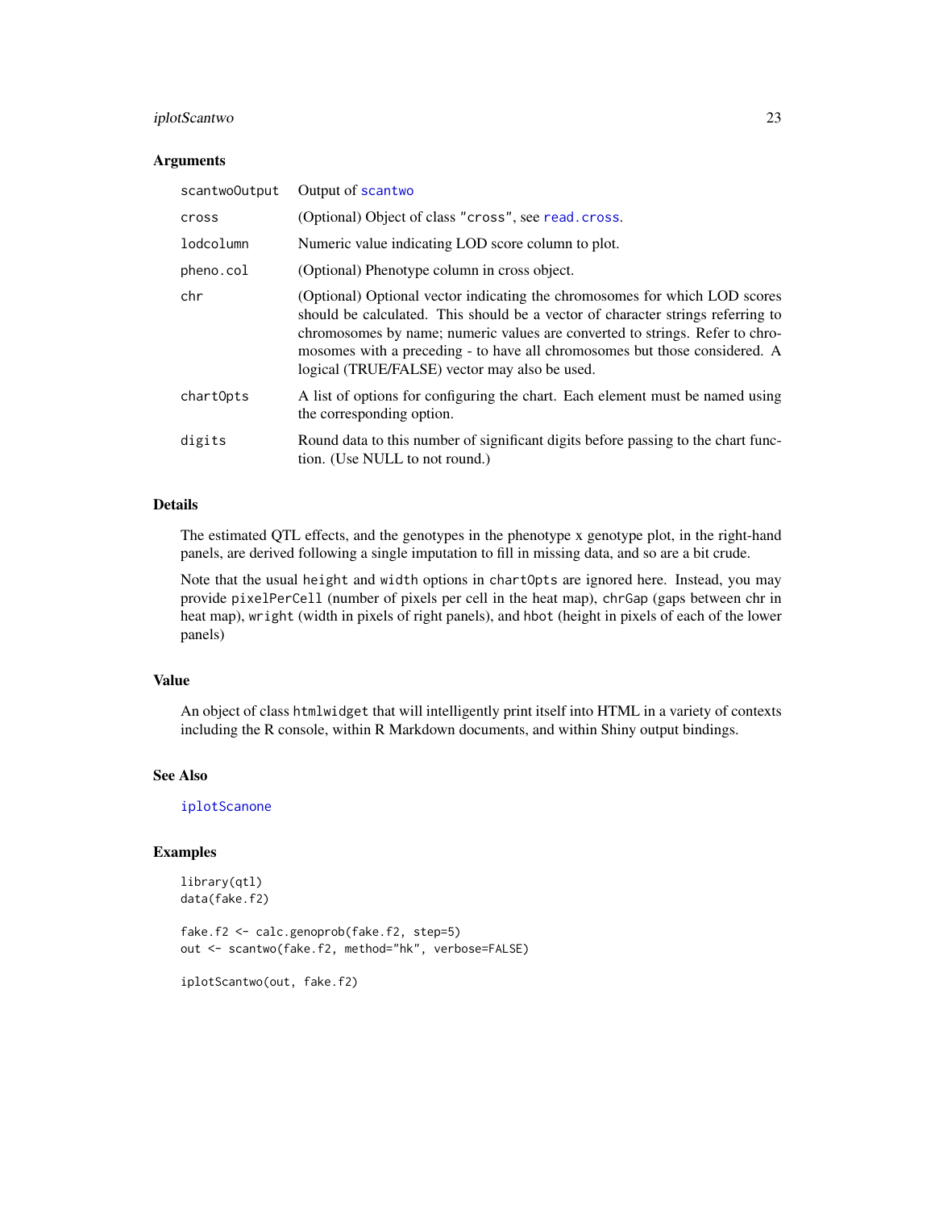### Arguments

| | |
|---|---|
| scantwoOutput | Output of scantwo |
| cross | (Optional) Object of class "cross", see read.cross. |
| lodcolumn | Numeric value indicating LOD score column to plot. |
| pheno.col | (Optional) Phenotype column in cross object. |
| chr | (Optional) Optional vector indicating the chromosomes for which LOD scores should be calculated. This should be a vector of character strings referring to chromosomes by name; numeric values are converted to strings. Refer to chromosomes with a preceding - to have all chromosomes but those considered. A logical (TRUE/FALSE) vector may also be used. |
| chartOpts | A list of options for configuring the chart. Each element must be named using the corresponding option. |
| digits | Round data to this number of significant digits before passing to the chart function. (Use NULL to not round.) |

### Details

The estimated QTL effects, and the genotypes in the phenotype x genotype plot, in the right-hand panels, are derived following a single imputation to fill in missing data, and so are a bit crude.

Note that the usual `height` and `width` options in `chartOpts` are ignored here. Instead, you may provide `pixelPerCell` (number of pixels per cell in the heat map), `chrGap` (gaps between chr in heat map), `wright` (width in pixels of right panels), and `hbot` (height in pixels of each of the lower panels)

### Value

An object of class `htmlwidget` that will intelligently print itself into HTML in a variety of contexts including the R console, within R Markdown documents, and within Shiny output bindings.

### See Also

iplotScanone

### Examples

```
library(qtl)
data(fake.f2)

fake.f2 <- calc.genoprob(fake.f2, step=5)
out <- scantwo(fake.f2, method="hk", verbose=FALSE)

iplotScantwo(out, fake.f2)
```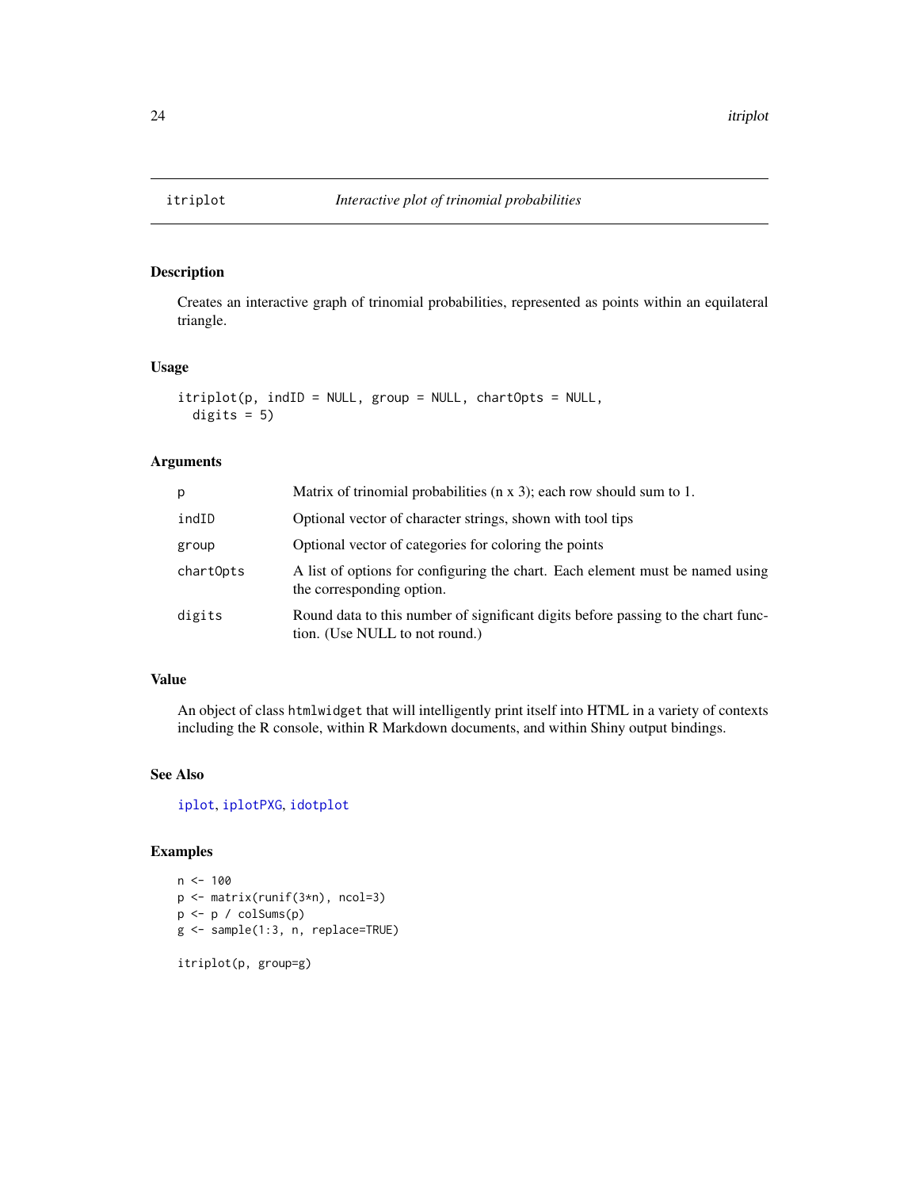# itriplot — *Interactive plot of trinomial probabilities*

## Description

Creates an interactive graph of trinomial probabilities, represented as points within an equilateral triangle.

## Usage

```
itriplot(p, indID = NULL, group = NULL, chartOpts = NULL,
  digits = 5)
```

## Arguments

| Argument | Description |
|---|---|
| p | Matrix of trinomial probabilities (n x 3); each row should sum to 1. |
| indID | Optional vector of character strings, shown with tool tips |
| group | Optional vector of categories for coloring the points |
| chartOpts | A list of options for configuring the chart. Each element must be named using the corresponding option. |
| digits | Round data to this number of significant digits before passing to the chart function. (Use NULL to not round.) |

## Value

An object of class `htmlwidget` that will intelligently print itself into HTML in a variety of contexts including the R console, within R Markdown documents, and within Shiny output bindings.

## See Also

`iplot`, `iplotPXG`, `idotplot`

## Examples

```
n <- 100
p <- matrix(runif(3*n), ncol=3)
p <- p / colSums(p)
g <- sample(1:3, n, replace=TRUE)

itriplot(p, group=g)
```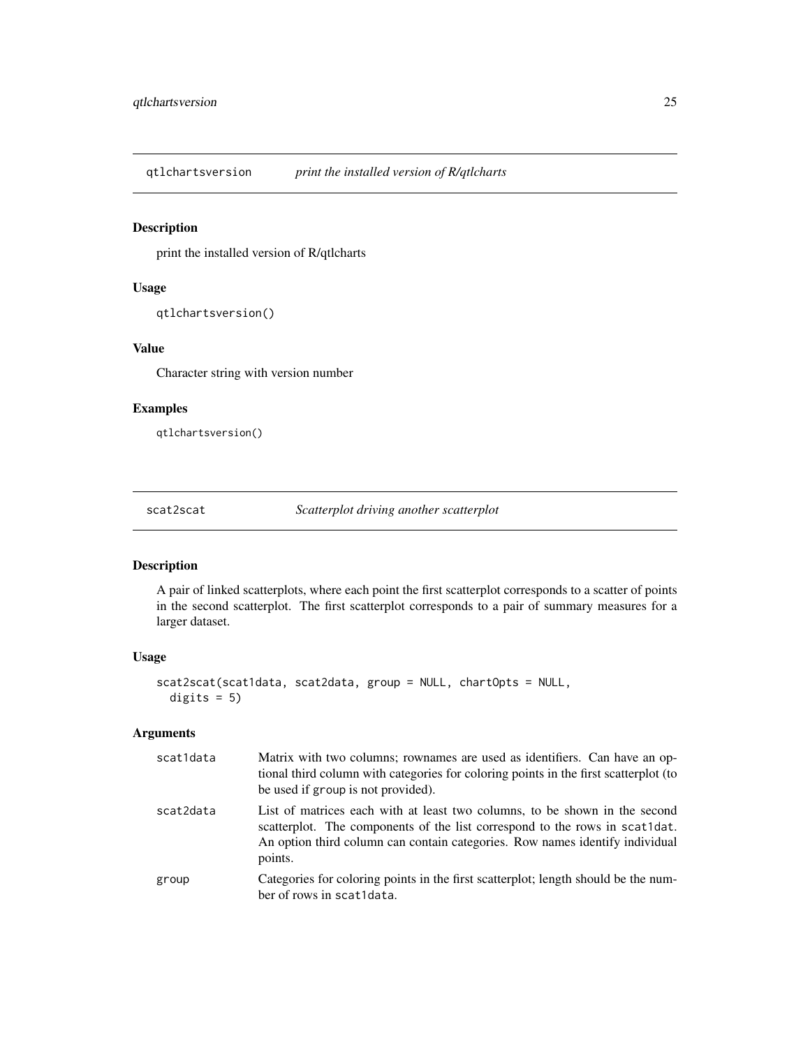## qtlchartsversion — *print the installed version of R/qtlcharts*

### Description

print the installed version of R/qtlcharts

### Usage

```
qtlchartsversion()
```

### Value

Character string with version number

### Examples

```
qtlchartsversion()
```

## scat2scat — *Scatterplot driving another scatterplot*

### Description

A pair of linked scatterplots, where each point the first scatterplot corresponds to a scatter of points in the second scatterplot. The first scatterplot corresponds to a pair of summary measures for a larger dataset.

### Usage

```
scat2scat(scat1data, scat2data, group = NULL, chartOpts = NULL,
  digits = 5)
```

### Arguments

| | |
|---|---|
| scat1data | Matrix with two columns; rownames are used as identifiers. Can have an optional third column with categories for coloring points in the first scatterplot (to be used if group is not provided). |
| scat2data | List of matrices each with at least two columns, to be shown in the second scatterplot. The components of the list correspond to the rows in scat1dat. An option third column can contain categories. Row names identify individual points. |
| group | Categories for coloring points in the first scatterplot; length should be the number of rows in scat1data. |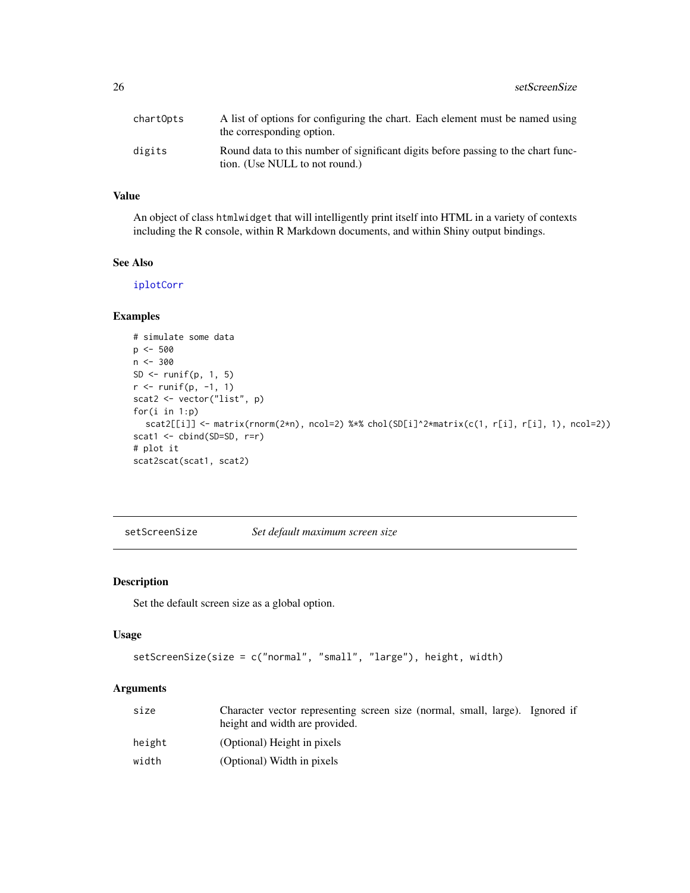| | |
|---|---|
| chartOpts | A list of options for configuring the chart. Each element must be named using the corresponding option. |
| digits | Round data to this number of significant digits before passing to the chart function. (Use NULL to not round.) |

### Value

An object of class `htmlwidget` that will intelligently print itself into HTML in a variety of contexts including the R console, within R Markdown documents, and within Shiny output bindings.

### See Also

`iplotCorr`

### Examples

```
# simulate some data
p <- 500
n <- 300
SD <- runif(p, 1, 5)
r <- runif(p, -1, 1)
scat2 <- vector("list", p)
for(i in 1:p)
  scat2[[i]] <- matrix(rnorm(2*n), ncol=2) %*% chol(SD[i]^2*matrix(c(1, r[i], r[i], 1), ncol=2))
scat1 <- cbind(SD=SD, r=r)
# plot it
scat2scat(scat1, scat2)
```

---

## setScreenSize — *Set default maximum screen size*

### Description

Set the default screen size as a global option.

### Usage

```
setScreenSize(size = c("normal", "small", "large"), height, width)
```

### Arguments

| | |
|---|---|
| size | Character vector representing screen size (normal, small, large). Ignored if height and width are provided. |
| height | (Optional) Height in pixels |
| width | (Optional) Width in pixels |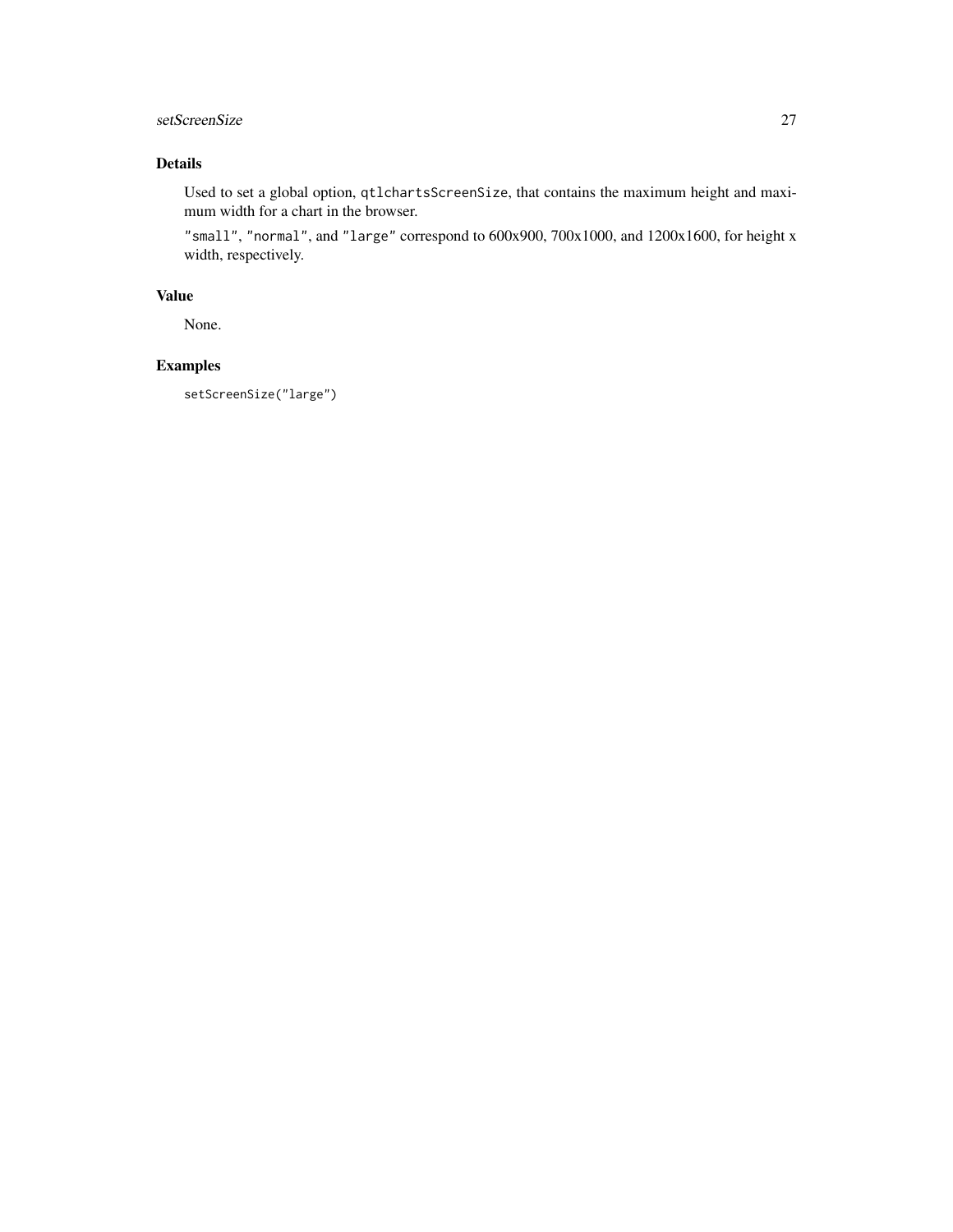## Details

Used to set a global option, `qtlchartsScreenSize`, that contains the maximum height and maximum width for a chart in the browser.

`"small"`, `"normal"`, and `"large"` correspond to 600x900, 700x1000, and 1200x1600, for height x width, respectively.

## Value

None.

## Examples

```
setScreenSize("large")
```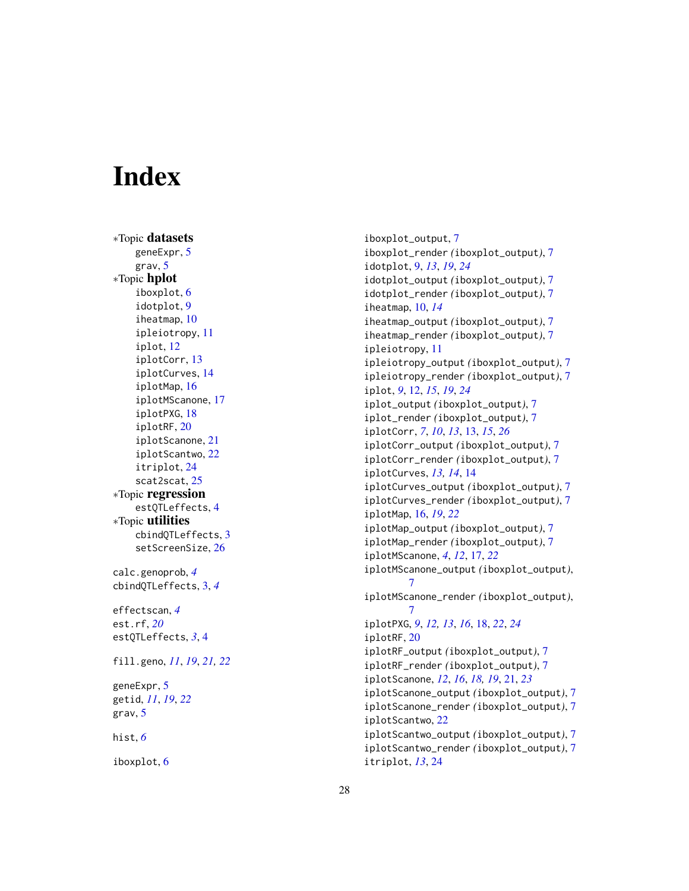# Index

*Topic **datasets**
- geneExpr, 5
- grav, 5

*Topic **hplot**
- iboxplot, 6
- idotplot, 9
- iheatmap, 10
- ipleiotropy, 11
- iplot, 12
- iplotCorr, 13
- iplotCurves, 14
- iplotMap, 16
- iplotMScanone, 17
- iplotPXG, 18
- iplotRF, 20
- iplotScanone, 21
- iplotScantwo, 22
- itriplot, 24
- scat2scat, 25

*Topic **regression**
- estQTLeffects, 4

*Topic **utilities**
- cbindQTLeffects, 3
- setScreenSize, 26

calc.genoprob, *4*
cbindQTLeffects, 3, *4*

effectscan, *4*
est.rf, *20*
estQTLeffects, *3*, 4

fill.geno, *11*, *19*, *21*, *22*

geneExpr, 5
getid, *11*, *19*, *22*
grav, 5

hist, *6*

iboxplot, 6
iboxplot_output, 7
iboxplot_render *(*iboxplot_output*)*, 7
idotplot, 9, *13*, *19*, *24*
idotplot_output *(*iboxplot_output*)*, 7
idotplot_render *(*iboxplot_output*)*, 7
iheatmap, 10, *14*
iheatmap_output *(*iboxplot_output*)*, 7
iheatmap_render *(*iboxplot_output*)*, 7
ipleiotropy, 11
ipleiotropy_output *(*iboxplot_output*)*, 7
ipleiotropy_render *(*iboxplot_output*)*, 7
iplot, *9*, 12, *15*, *19*, *24*
iplot_output *(*iboxplot_output*)*, 7
iplot_render *(*iboxplot_output*)*, 7
iplotCorr, *7*, *10*, *13*, 13, *15*, *26*
iplotCorr_output *(*iboxplot_output*)*, 7
iplotCorr_render *(*iboxplot_output*)*, 7
iplotCurves, *13, 14*, 14
iplotCurves_output *(*iboxplot_output*)*, 7
iplotCurves_render *(*iboxplot_output*)*, 7
iplotMap, 16, *19*, *22*
iplotMap_output *(*iboxplot_output*)*, 7
iplotMap_render *(*iboxplot_output*)*, 7
iplotMScanone, *4*, *12*, 17, *22*
iplotMScanone_output *(*iboxplot_output*)*, 7
iplotMScanone_render *(*iboxplot_output*)*, 7
iplotPXG, *9*, *12, 13*, *16*, 18, *22*, *24*
iplotRF, 20
iplotRF_output *(*iboxplot_output*)*, 7
iplotRF_render *(*iboxplot_output*)*, 7
iplotScanone, *12*, *16*, *18, 19*, 21, *23*
iplotScanone_output *(*iboxplot_output*)*, 7
iplotScanone_render *(*iboxplot_output*)*, 7
iplotScantwo, 22
iplotScantwo_output *(*iboxplot_output*)*, 7
iplotScantwo_render *(*iboxplot_output*)*, 7
itriplot, *13*, 24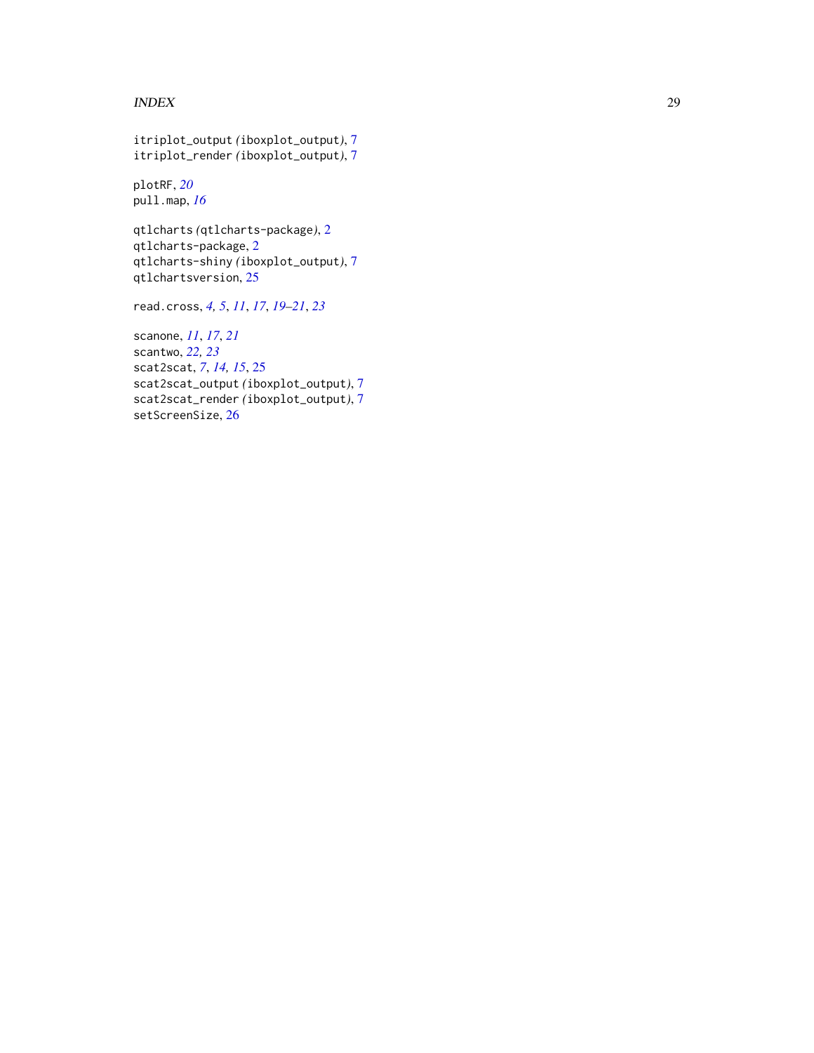itriplot_output *(*iboxplot_output*)*, 7
itriplot_render *(*iboxplot_output*)*, 7

plotRF, *20*
pull.map, *16*

qtlcharts *(*qtlcharts-package*)*, 2
qtlcharts-package, 2
qtlcharts-shiny *(*iboxplot_output*)*, 7
qtlchartsversion, 25

read.cross, *4, 5*, *11*, *17*, *19–21*, *23*

scanone, *11*, *17*, *21*
scantwo, *22, 23*
scat2scat, *7*, *14, 15*, 25
scat2scat_output *(*iboxplot_output*)*, 7
scat2scat_render *(*iboxplot_output*)*, 7
setScreenSize, 26